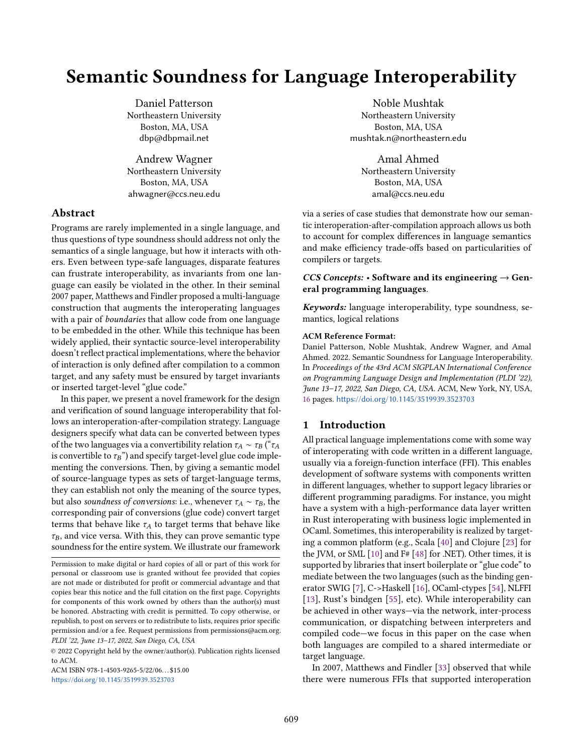# Semantic Soundness for Language Interoperability

Daniel Patterson
Northeastern University
Boston, MA, USA
dbp@dbpmail.net

Noble Mushtak
Northeastern University
Boston, MA, USA
mushtak.n@northeastern.edu

Andrew Wagner
Northeastern University
Boston, MA, USA
ahwagner@ccs.neu.edu

Amal Ahmed
Northeastern University
Boston, MA, USA
amal@ccs.neu.edu

## Abstract

Programs are rarely implemented in a single language, and thus questions of type soundness should address not only the semantics of a single language, but how it interacts with others. Even between type-safe languages, disparate features can frustrate interoperability, as invariants from one language can easily be violated in the other. In their seminal 2007 paper, Matthews and Findler proposed a multi-language construction that augments the interoperating languages with a pair of *boundaries* that allow code from one language to be embedded in the other. While this technique has been widely applied, their syntactic source-level interoperability doesn't reflect practical implementations, where the behavior of interaction is only defined after compilation to a common target, and any safety must be ensured by target invariants or inserted target-level "glue code."

In this paper, we present a novel framework for the design and verification of sound language interoperability that follows an interoperation-after-compilation strategy. Language designers specify what data can be converted between types of the two languages via a convertibility relation $\tau_A \sim \tau_B$ ("$\tau_A$ is convertible to $\tau_B$") and specify target-level glue code implementing the conversions. Then, by giving a semantic model of source-language types as sets of target-language terms, they can establish not only the meaning of the source types, but also *soundness of conversions*: i.e., whenever $\tau_A \sim \tau_B$, the corresponding pair of conversions (glue code) convert target terms that behave like $\tau_A$ to target terms that behave like $\tau_B$, and vice versa. With this, they can prove semantic type soundness for the entire system. We illustrate our framework via a series of case studies that demonstrate how our semantic interoperation-after-compilation approach allows us both to account for complex differences in language semantics and make efficiency trade-offs based on particularities of compilers or targets.

***CCS Concepts:*** • **Software and its engineering** → **General programming languages**.

***Keywords:*** language interoperability, type soundness, semantics, logical relations

**ACM Reference Format:**
Daniel Patterson, Noble Mushtak, Andrew Wagner, and Amal Ahmed. 2022. Semantic Soundness for Language Interoperability. In *Proceedings of the 43rd ACM SIGPLAN International Conference on Programming Language Design and Implementation (PLDI '22), June 13–17, 2022, San Diego, CA, USA.* ACM, New York, NY, USA, 16 pages. https://doi.org/10.1145/3519939.3523703

Permission to make digital or hard copies of all or part of this work for personal or classroom use is granted without fee provided that copies are not made or distributed for profit or commercial advantage and that copies bear this notice and the full citation on the first page. Copyrights for components of this work owned by others than the author(s) must be honored. Abstracting with credit is permitted. To copy otherwise, or republish, to post on servers or to redistribute to lists, requires prior specific permission and/or a fee. Request permissions from permissions@acm.org.
*PLDI '22, June 13–17, 2022, San Diego, CA, USA*
© 2022 Copyright held by the owner/author(s). Publication rights licensed to ACM.
ACM ISBN 978-1-4503-9265-5/22/06...$15.00
https://doi.org/10.1145/3519939.3523703

## 1 Introduction

All practical language implementations come with some way of interoperating with code written in a different language, usually via a foreign-function interface (FFI). This enables development of software systems with components written in different languages, whether to support legacy libraries or different programming paradigms. For instance, you might have a system with a high-performance data layer written in Rust interoperating with business logic implemented in OCaml. Sometimes, this interoperability is realized by targeting a common platform (e.g., Scala [40] and Clojure [23] for the JVM, or SML [10] and F# [48] for .NET). Other times, it is supported by libraries that insert boilerplate or "glue code" to mediate between the two languages (such as the binding generator SWIG [7], C->Haskell [16], OCaml-ctypes [54], NLFFI [13], Rust's bindgen [55], etc). While interoperability can be achieved in other ways—via the network, inter-process communication, or dispatching between interpreters and compiled code—we focus in this paper on the case when both languages are compiled to a shared intermediate or target language.

In 2007, Matthews and Findler [33] observed that while there were numerous FFIs that supported interoperation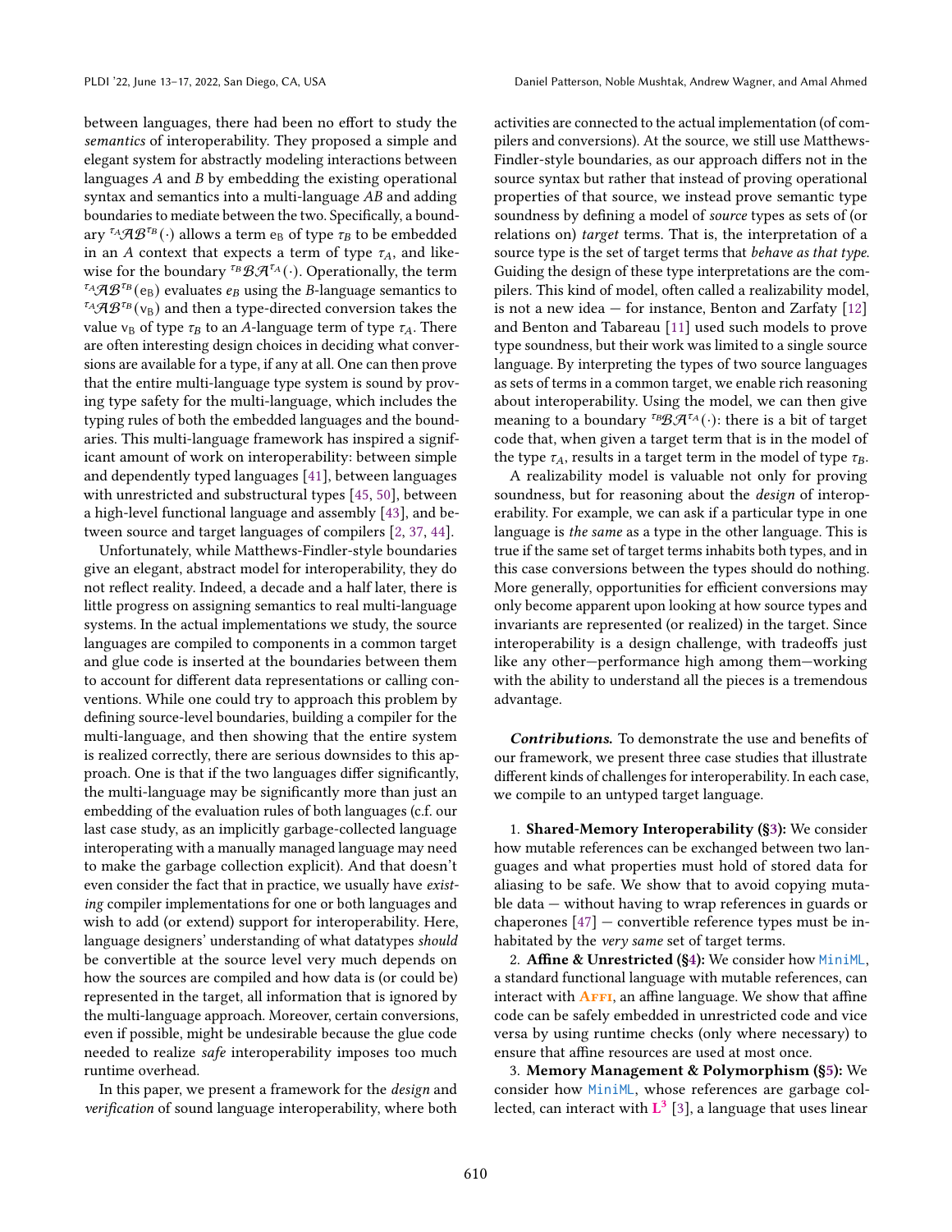between languages, there had been no effort to study the *semantics* of interoperability. They proposed a simple and elegant system for abstractly modeling interactions between languages $A$ and $B$ by embedding the existing operational syntax and semantics into a multi-language $AB$ and adding boundaries to mediate between the two. Specifically, a boundary ${}^{\tau_A}\mathcal{AB}^{\tau_B}(\cdot)$ allows a term $e_B$ of type $\tau_B$ to be embedded in an $A$ context that expects a term of type $\tau_A$, and likewise for the boundary ${}^{\tau_B}\mathcal{BA}^{\tau_A}(\cdot)$. Operationally, the term ${}^{\tau_A}\mathcal{AB}^{\tau_B}(e_B)$ evaluates $e_B$ using the $B$-language semantics to ${}^{\tau_A}\mathcal{AB}^{\tau_B}(v_B)$ and then a type-directed conversion takes the value $v_B$ of type $\tau_B$ to an $A$-language term of type $\tau_A$. There are often interesting design choices in deciding what conversions are available for a type, if any at all. One can then prove that the entire multi-language type system is sound by proving type safety for the multi-language, which includes the typing rules of both the embedded languages and the boundaries. This multi-language framework has inspired a significant amount of work on interoperability: between simple and dependently typed languages [41], between languages with unrestricted and substructural types [45, 50], between a high-level functional language and assembly [43], and between source and target languages of compilers [2, 37, 44].

Unfortunately, while Matthews-Findler-style boundaries give an elegant, abstract model for interoperability, they do not reflect reality. Indeed, a decade and a half later, there is little progress on assigning semantics to real multi-language systems. In the actual implementations we study, the source languages are compiled to components in a common target and glue code is inserted at the boundaries between them to account for different data representations or calling conventions. While one could try to approach this problem by defining source-level boundaries, building a compiler for the multi-language, and then showing that the entire system is realized correctly, there are serious downsides to this approach. One is that if the two languages differ significantly, the multi-language may be significantly more than just an embedding of the evaluation rules of both languages (c.f. our last case study, as an implicitly garbage-collected language interoperating with a manually managed language may need to make the garbage collection explicit). And that doesn't even consider the fact that in practice, we usually have *existing* compiler implementations for one or both languages and wish to add (or extend) support for interoperability. Here, language designers' understanding of what datatypes *should* be convertible at the source level very much depends on how the sources are compiled and how data is (or could be) represented in the target, all information that is ignored by the multi-language approach. Moreover, certain conversions, even if possible, might be undesirable because the glue code needed to realize *safe* interoperability imposes too much runtime overhead.

In this paper, we present a framework for the *design* and *verification* of sound language interoperability, where both activities are connected to the actual implementation (of compilers and conversions). At the source, we still use Matthews-Findler-style boundaries, as our approach differs not in the source syntax but rather that instead of proving operational properties of that source, we instead prove semantic type soundness by defining a model of *source* types as sets of (or relations on) *target* terms. That is, the interpretation of a source type is the set of target terms that *behave as that type*. Guiding the design of these type interpretations are the compilers. This kind of model, often called a realizability model, is not a new idea — for instance, Benton and Zarfaty [12] and Benton and Tabareau [11] used such models to prove type soundness, but their work was limited to a single source language. By interpreting the types of two source languages as sets of terms in a common target, we enable rich reasoning about interoperability. Using the model, we can then give meaning to a boundary ${}^{\tau_B}\mathcal{BA}^{\tau_A}(\cdot)$: there is a bit of target code that, when given a target term that is in the model of the type $\tau_A$, results in a target term in the model of type $\tau_B$.

A realizability model is valuable not only for proving soundness, but for reasoning about the *design* of interoperability. For example, we can ask if a particular type in one language is *the same* as a type in the other language. This is true if the same set of target terms inhabits both types, and in this case conversions between the types should do nothing. More generally, opportunities for efficient conversions may only become apparent upon looking at how source types and invariants are represented (or realized) in the target. Since interoperability is a design challenge, with tradeoffs just like any other—performance high among them—working with the ability to understand all the pieces is a tremendous advantage.

***Contributions.*** To demonstrate the use and benefits of our framework, we present three case studies that illustrate different kinds of challenges for interoperability. In each case, we compile to an untyped target language.

1. **Shared-Memory Interoperability (§3):** We consider how mutable references can be exchanged between two languages and what properties must hold of stored data for aliasing to be safe. We show that to avoid copying mutable data — without having to wrap references in guards or chaperones [47] — convertible reference types must be inhabited by the *very same* set of target terms.
2. **Affine & Unrestricted (§4):** We consider how `MiniML`, a standard functional language with mutable references, can interact with Affi, an affine language. We show that affine code can be safely embedded in unrestricted code and vice versa by using runtime checks (only where necessary) to ensure that affine resources are used at most once.
3. **Memory Management & Polymorphism (§5):** We consider how `MiniML`, whose references are garbage collected, can interact with $\mathbf{L^3}$ [3], a language that uses linear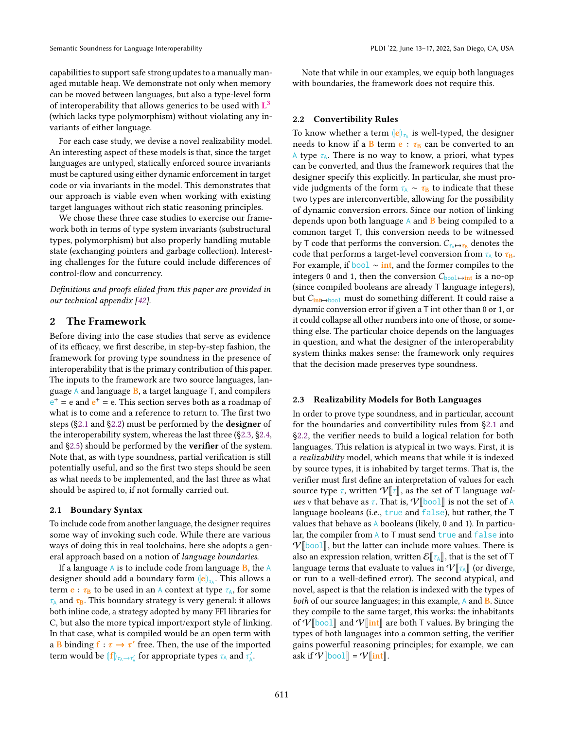capabilities to support safe strong updates to a manually managed mutable heap. We demonstrate not only when memory can be moved between languages, but also a type-level form of interoperability that allows generics to be used with $\mathbf{L}^3$ (which lacks type polymorphism) without violating any invariants of either language.

For each case study, we devise a novel realizability model. An interesting aspect of these models is that, since the target languages are untyped, statically enforced source invariants must be captured using either dynamic enforcement in target code or via invariants in the model. This demonstrates that our approach is viable even when working with existing target languages without rich static reasoning principles.

We chose these three case studies to exercise our framework both in terms of type system invariants (substructural types, polymorphism) but also properly handling mutable state (exchanging pointers and garbage collection). Interesting challenges for the future could include differences of control-flow and concurrency.

*Definitions and proofs elided from this paper are provided in our technical appendix [42].*

## 2 The Framework

Before diving into the case studies that serve as evidence of its efficacy, we first describe, in step-by-step fashion, the framework for proving type soundness in the presence of interoperability that is the primary contribution of this paper. The inputs to the framework are two source languages, language A and language **B**, a target language T, and compilers $e^{+} = e$ and $\mathbf{e}^{+} = e$. This section serves both as a roadmap of what is to come and a reference to return to. The first two steps (§2.1 and §2.2) must be performed by the **designer** of the interoperability system, whereas the last three (§2.3, §2.4, and §2.5) should be performed by the **verifier** of the system. Note that, as with type soundness, partial verification is still potentially useful, and so the first two steps should be seen as what needs to be implemented, and the last three as what should be aspired to, if not formally carried out.

### 2.1 Boundary Syntax

To include code from another language, the designer requires some way of invoking such code. While there are various ways of doing this in real toolchains, here she adopts a general approach based on a notion of *language boundaries*.

If a language A is to include code from language **B**, the A designer should add a boundary form $(\!|\mathbf{e}|\!)_{\tau_A}$. This allows a term $\mathbf{e} : \boldsymbol{\tau}_\mathbf{B}$ to be used in an A context at type $\tau_A$, for some $\tau_A$ and $\boldsymbol{\tau}_\mathbf{B}$. This boundary strategy is very general: it allows both inline code, a strategy adopted by many FFI libraries for C, but also the more typical import/export style of linking. In that case, what is compiled would be an open term with a **B** binding $\mathbf{f} : \boldsymbol{\tau} \rightarrow \boldsymbol{\tau}'$ free. Then, the use of the imported term would be $(\!|\mathbf{f}|\!)_{\tau_A \rightarrow \tau'_A}$ for appropriate types $\tau_A$ and $\tau'_A$.

Note that while in our examples, we equip both languages with boundaries, the framework does not require this.

### 2.2 Convertibility Rules

To know whether a term $(\!|\mathbf{e}|\!)_{\tau_A}$ is well-typed, the designer needs to know if a **B** term $\mathbf{e} : \boldsymbol{\tau}_\mathbf{B}$ can be converted to an A type $\tau_A$. There is no way to know, a priori, what types can be converted, and thus the framework requires that the designer specify this explicitly. In particular, she must provide judgments of the form $\tau_A \sim \boldsymbol{\tau}_\mathbf{B}$ to indicate that these two types are interconvertible, allowing for the possibility of dynamic conversion errors. Since our notion of linking depends upon both language A and **B** being compiled to a common target T, this conversion needs to be witnessed by T code that performs the conversion. $C_{\tau_A \mapsto \boldsymbol{\tau}_\mathbf{B}}$ denotes the code that performs a target-level conversion from $\tau_A$ to $\boldsymbol{\tau}_\mathbf{B}$. For example, if $\texttt{bool} \sim \mathbf{int}$, and the former compiles to the integers 0 and 1, then the conversion $C_{\texttt{bool} \mapsto \mathbf{int}}$ is a no-op (since compiled booleans are already T language integers), but $C_{\mathbf{int} \mapsto \texttt{bool}}$ must do something different. It could raise a dynamic conversion error if given a T int other than 0 or 1, or it could collapse all other numbers into one of those, or something else. The particular choice depends on the languages in question, and what the designer of the interoperability system thinks makes sense: the framework only requires that the decision made preserves type soundness.

### 2.3 Realizability Models for Both Languages

In order to prove type soundness, and in particular, account for the boundaries and convertibility rules from §2.1 and §2.2, the verifier needs to build a logical relation for both languages. This relation is atypical in two ways. First, it is a *realizability* model, which means that while it is indexed by source types, it is inhabited by target terms. That is, the verifier must first define an interpretation of values for each source type $\tau$, written $\mathcal{V}[\![\tau]\!]$, as the set of T language *values* v that behave as $\tau$. That is, $\mathcal{V}[\![\texttt{bool}]\!]$ is not the set of A language booleans (i.e., `true` and `false`), but rather, the T values that behave as A booleans (likely, 0 and 1). In particular, the compiler from A to T must send `true` and `false` into $\mathcal{V}[\![\texttt{bool}]\!]$, but the latter can include more values. There is also an expression relation, written $\mathcal{E}[\![\tau_A]\!]$, that is the set of T language terms that evaluate to values in $\mathcal{V}[\![\tau_A]\!]$ (or diverge, or run to a well-defined error). The second atypical, and novel, aspect is that the relation is indexed with the types of *both* of our source languages; in this example, A and **B**. Since they compile to the same target, this works: the inhabitants of $\mathcal{V}[\![\texttt{bool}]\!]$ and $\mathcal{V}[\![\mathbf{int}]\!]$ are both T values. By bringing the types of both languages into a common setting, the verifier gains powerful reasoning principles; for example, we can ask if $\mathcal{V}[\![\texttt{bool}]\!] = \mathcal{V}[\![\mathbf{int}]\!]$.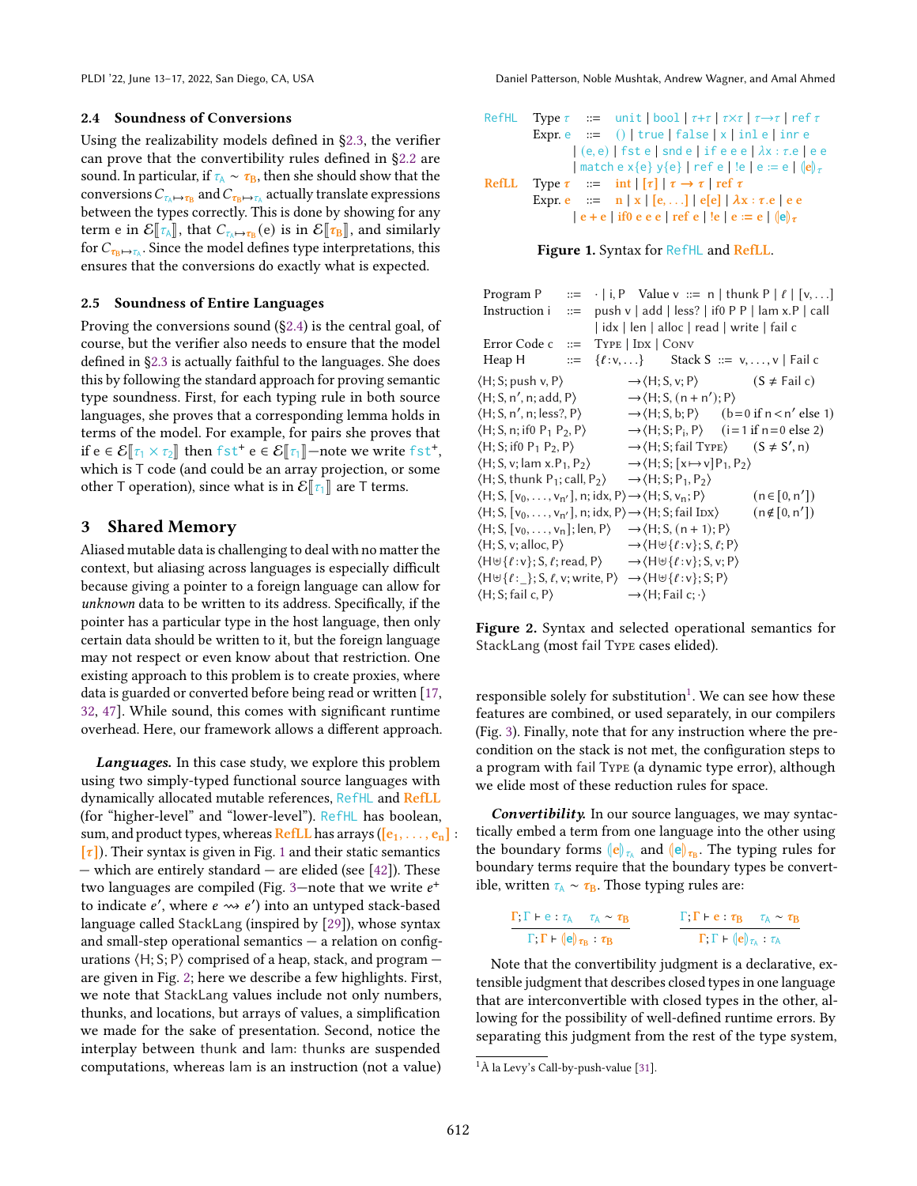### 2.4 Soundness of Conversions

Using the realizability models defined in §2.3, the verifier can prove that the convertibility rules defined in §2.2 are sound. In particular, if $\tau_A \sim \tau_B$, then she should show that the conversions $C_{\tau_A \mapsto \tau_B}$ and $C_{\tau_B \mapsto \tau_A}$ actually translate expressions between the types correctly. This is done by showing for any term e in $\mathcal{E}[\![\tau_A]\!]$, that $C_{\tau_A \mapsto \tau_B}(e)$ is in $\mathcal{E}[\![\tau_B]\!]$, and similarly for $C_{\tau_B \mapsto \tau_A}$. Since the model defines type interpretations, this ensures that the conversions do exactly what is expected.

### 2.5 Soundness of Entire Languages

Proving the conversions sound (§2.4) is the central goal, of course, but the verifier also needs to ensure that the model defined in §2.3 is actually faithful to the languages. She does this by following the standard approach for proving semantic type soundness. First, for each typing rule in both source languages, she proves that a corresponding lemma holds in terms of the model. For example, for pairs she proves that if $e \in \mathcal{E}[\![\tau_1 \times \tau_2]\!]$ then $\mathtt{fst}^+\ e \in \mathcal{E}[\![\tau_1]\!]$—note we write $\mathtt{fst}^+$, which is T code (and could be an array projection, or some other T operation), since what is in $\mathcal{E}[\![\tau_1]\!]$ are T terms.

## 3 Shared Memory

Aliased mutable data is challenging to deal with no matter the context, but aliasing across languages is especially difficult because giving a pointer to a foreign language can allow for *unknown* data to be written to its address. Specifically, if the pointer has a particular type in the host language, then only certain data should be written to it, but the foreign language may not respect or even know about that restriction. One existing approach to this problem is to create proxies, where data is guarded or converted before being read or written [17, 32, 47]. While sound, this comes with significant runtime overhead. Here, our framework allows a different approach.

***Languages.*** In this case study, we explore this problem using two simply-typed functional source languages with dynamically allocated mutable references, RefHL and **RefLL** (for "higher-level" and "lower-level"). RefHL has boolean, sum, and product types, whereas **RefLL** has arrays ($[e_1, \ldots, e_n] : [\tau]$). Their syntax is given in Fig. 1 and their static semantics — which are entirely standard — are elided (see [42]). These two languages are compiled (Fig. 3—note that we write $e^+$ to indicate $e'$, where $e \rightsquigarrow e'$) into an untyped stack-based language called StackLang (inspired by [29]), whose syntax and small-step operational semantics — a relation on configurations $\langle H; S; P\rangle$ comprised of a heap, stack, and program — are given in Fig. 2; here we describe a few highlights. First, we note that StackLang values include not only numbers, thunks, and locations, but arrays of values, a simplification we made for the sake of presentation. Second, notice the interplay between thunk and lam: thunks are suspended computations, whereas lam is an instruction (not a value)

| | | | |
|---|---|---|---|
| RefHL | Type $\tau$ | ::= | unit \| bool \| $\tau + \tau$ \| $\tau \times \tau$ \| $\tau \to \tau$ \| ref $\tau$ |
| | Expr. e | ::= | () \| true \| false \| x \| inl e \| inr e |
| | | | \| (e, e) \| fst e \| snd e \| if e e e \| $\lambda x : \tau.e$ \| e e |
| | | | \| match e x{e} y{e} \| ref e \| !e \| e := e \| $(\!|e|\!)_\tau$ |
| **RefLL** | Type $\tau$ | ::= | int \| $[\tau]$ \| $\tau \to \tau$ \| ref $\tau$ |
| | Expr. e | ::= | n \| x \| [e, ...] \| e[e] \| $\lambda x : \tau.e$ \| e e |
| | | | \| e + e \| if0 e e e \| ref e \| !e \| e := e \| $(\!|e|\!)_\tau$ |

**Figure 1.** Syntax for RefHL and **RefLL**.

Program P ::= $\cdot$ | i, P  Value v ::= n | thunk P | $\ell$ | [v, ...]
Instruction i ::= push v | add | less? | if0 P P | lam x.P | call | idx | len | alloc | read | write | fail c
Error Code c ::= Type | Idx | Conv
Heap H ::= $\{\ell : v, \ldots\}$  Stack S ::= v, ..., v | Fail c

$$
\begin{array}{lll}
\langle H; S; \text{push } v, P\rangle & \to \langle H; S, v; P\rangle & (S \neq \text{Fail } c) \\
\langle H; S, n', n; \text{add}, P\rangle & \to \langle H; S, (n + n'); P\rangle & \\
\langle H; S, n', n; \text{less?}, P\rangle & \to \langle H; S, b; P\rangle & (b{=}0 \text{ if } n < n' \text{ else } 1) \\
\langle H; S, n; \text{if0 } P_1\ P_2, P\rangle & \to \langle H; S; P_i, P\rangle & (i{=}1 \text{ if } n{=}0 \text{ else } 2) \\
\langle H; S; \text{if0 } P_1\ P_2, P\rangle & \to \langle H; S; \text{fail Type}\rangle & (S \neq S', n) \\
\langle H; S, v; \text{lam } x.P_1, P_2\rangle & \to \langle H; S; [x \mapsto v]P_1, P_2\rangle & \\
\langle H; S, \text{thunk } P_1; \text{call}, P_2\rangle & \to \langle H; S; P_1, P_2\rangle & \\
\langle H; S, [v_0, \ldots, v_{n'}], n; \text{idx}, P\rangle & \to \langle H; S, v_n; P\rangle & (n \in [0, n')) \\
\langle H; S, [v_0, \ldots, v_{n'}], n; \text{idx}, P\rangle & \to \langle H; S; \text{fail Idx}\rangle & (n \notin [0, n')) \\
\langle H; S, [v_0, \ldots, v_n]; \text{len}, P\rangle & \to \langle H; S, (n + 1); P\rangle & \\
\langle H; S, v; \text{alloc}, P\rangle & \to \langle H \uplus \{\ell : v\}; S, \ell; P\rangle & \\
\langle H \uplus \{\ell : v\}; S, \ell; \text{read}, P\rangle & \to \langle H \uplus \{\ell : v\}; S, v; P\rangle & \\
\langle H \uplus \{\ell : \_\}; S, \ell, v; \text{write}, P\rangle & \to \langle H \uplus \{\ell : v\}; S; P\rangle & \\
\langle H; S; \text{fail } c, P\rangle & \to \langle H; \text{Fail } c; \cdot\rangle &
\end{array}
$$

**Figure 2.** Syntax and selected operational semantics for StackLang (most fail Type cases elided).

responsible solely for substitution[1]. We can see how these features are combined, or used separately, in our compilers (Fig. 3). Finally, note that for any instruction where the precondition on the stack is not met, the configuration steps to a program with fail Type (a dynamic type error), although we elide most of these reduction rules for space.

***Convertibility.*** In our source languages, we may syntactically embed a term from one language into the other using the boundary forms $(\!|e|\!)_{\tau_A}$ and $(\!|e|\!)_{\tau_B}$. The typing rules for boundary terms require that the boundary types be convertible, written $\tau_A \sim \tau_B$. Those typing rules are:

$$
\frac{\Gamma; \Gamma \vdash e : \tau_A \quad \tau_A \sim \tau_B}{\Gamma; \Gamma \vdash (\!|e|\!)_{\tau_B} : \tau_B}
\qquad
\frac{\Gamma; \Gamma \vdash e : \tau_B \quad \tau_A \sim \tau_B}{\Gamma; \Gamma \vdash (\!|e|\!)_{\tau_A} : \tau_A}
$$

Note that the convertibility judgment is a declarative, extensible judgment that describes closed types in one language that are interconvertible with closed types in the other, allowing for the possibility of well-defined runtime errors. By separating this judgment from the rest of the type system,

[1] À la Levy's Call-by-push-value [31].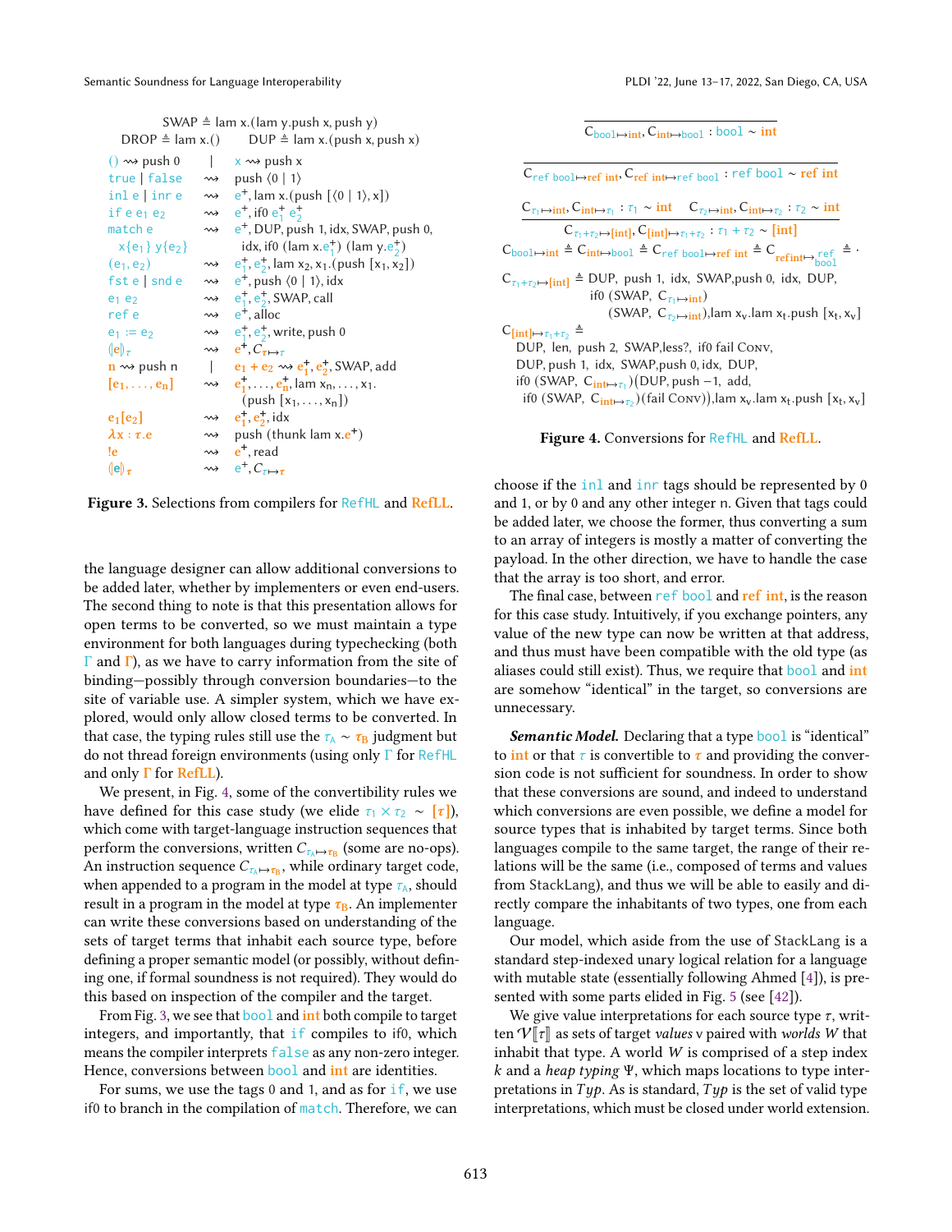$$\mathsf{SWAP} \triangleq \mathsf{lam}\ x.(\mathsf{lam}\ y.\mathsf{push}\ x, \mathsf{push}\ y)$$

$$\mathsf{DROP} \triangleq \mathsf{lam}\ x.() \qquad \mathsf{DUP} \triangleq \mathsf{lam}\ x.(\mathsf{push}\ x, \mathsf{push}\ x)$$

| | | |
|---|---|---|
| $() \rightsquigarrow \mathsf{push}\ 0$ \| $x \rightsquigarrow \mathsf{push}\ x$ | | |
| $\mathtt{true} \mid \mathtt{false}$ | $\rightsquigarrow$ | $\mathsf{push}\ \langle 0 \mid 1 \rangle$ |
| $\mathtt{inl}\ e \mid \mathtt{inr}\ e$ | $\rightsquigarrow$ | $e^+, \mathsf{lam}\ x.(\mathsf{push}\ [\langle 0 \mid 1 \rangle, x])$ |
| $\mathtt{if}\ e\ e_1\ e_2$ | $\rightsquigarrow$ | $e^+, \mathsf{if0}\ e_1^+\ e_2^+$ |
| $\mathtt{match}\ e\ x\{e_1\}\ y\{e_2\}$ | $\rightsquigarrow$ | $e^+, \mathsf{DUP}, \mathsf{push}\ 1, \mathsf{idx}, \mathsf{SWAP}, \mathsf{push}\ 0, \mathsf{idx}, \mathsf{if0}\ (\mathsf{lam}\ x.e_1^+)\ (\mathsf{lam}\ y.e_2^+)$ |
| $(e_1, e_2)$ | $\rightsquigarrow$ | $e_1^+, e_2^+, \mathsf{lam}\ x_2, x_1.(\mathsf{push}\ [x_1, x_2])$ |
| $\mathtt{fst}\ e \mid \mathtt{snd}\ e$ | $\rightsquigarrow$ | $e^+, \mathsf{push}\ \langle 0 \mid 1 \rangle, \mathsf{idx}$ |
| $e_1\ e_2$ | $\rightsquigarrow$ | $e_1^+, e_2^+, \mathsf{SWAP}, \mathsf{call}$ |
| $\mathtt{ref}\ e$ | $\rightsquigarrow$ | $e^+, \mathsf{alloc}$ |
| $e_1 := e_2$ | $\rightsquigarrow$ | $e_1^+, e_2^+, \mathsf{write}, \mathsf{push}\ 0$ |
| $(\!\lvert \mathbf{e} \rvert\!)_\tau$ | $\rightsquigarrow$ | $\mathbf{e}^+, C_{\boldsymbol{\tau} \mapsto \tau}$ |
| $\mathbf{n} \rightsquigarrow \mathsf{push}\ n$ \| $\mathbf{e_1 + e_2} \rightsquigarrow \mathbf{e}_1^+, \mathbf{e}_2^+, \mathsf{SWAP}, \mathsf{add}$ | | |
| $[\mathbf{e}_1, \ldots, \mathbf{e}_n]$ | $\rightsquigarrow$ | $\mathbf{e}_1^+, \ldots, \mathbf{e}_n^+, \mathsf{lam}\ x_n, \ldots, x_1.(\mathsf{push}\ [x_1, \ldots, x_n])$ |
| $\mathbf{e}_1[\mathbf{e}_2]$ | $\rightsquigarrow$ | $\mathbf{e}_1^+, \mathbf{e}_2^+, \mathsf{idx}$ |
| $\boldsymbol{\lambda} \mathbf{x} : \boldsymbol{\tau}.\mathbf{e}$ | $\rightsquigarrow$ | $\mathsf{push}\ (\mathsf{thunk}\ \mathsf{lam}\ x.\mathbf{e}^+)$ |
| $!\mathbf{e}$ | $\rightsquigarrow$ | $\mathbf{e}^+, \mathsf{read}$ |
| $(\!\lvert e \rvert\!)_{\boldsymbol{\tau}}$ | $\rightsquigarrow$ | $e^+, C_{\tau \mapsto \boldsymbol{\tau}}$ |

**Figure 3.** Selections from compilers for RefHL and **RefLL**.

$$\frac{}{C_{\mathtt{bool} \mapsto \mathbf{int}}, C_{\mathbf{int} \mapsto \mathtt{bool}} : \mathtt{bool} \sim \mathbf{int}}$$

$$\frac{}{C_{\mathtt{ref\ bool} \mapsto \mathbf{ref\ int}}, C_{\mathbf{ref\ int} \mapsto \mathtt{ref\ bool}} : \mathtt{ref\ bool} \sim \mathbf{ref\ int}}$$

$$\frac{C_{\tau_1 \mapsto \mathbf{int}}, C_{\mathbf{int} \mapsto \tau_1} : \tau_1 \sim \mathbf{int} \qquad C_{\tau_2 \mapsto \mathbf{int}}, C_{\mathbf{int} \mapsto \tau_2} : \tau_2 \sim \mathbf{int}}{C_{\tau_1 + \tau_2 \mapsto [\mathbf{int}]}, C_{[\mathbf{int}] \mapsto \tau_1 + \tau_2} : \tau_1 + \tau_2 \sim [\mathbf{int}]}$$

$$C_{\mathtt{bool} \mapsto \mathbf{int}} \triangleq C_{\mathbf{int} \mapsto \mathtt{bool}} \triangleq C_{\mathtt{ref\ bool} \mapsto \mathbf{ref\ int}} \triangleq C_{\mathbf{ref\ int} \mapsto \mathtt{ref\ bool}} \triangleq \cdot$$

$C_{\tau_1 + \tau_2 \mapsto [\mathbf{int}]} \triangleq \mathsf{DUP},\ \mathsf{push}\ 1,\ \mathsf{idx},\ \mathsf{SWAP}, \mathsf{push}\ 0,\ \mathsf{idx},\ \mathsf{DUP},$
$\quad \mathsf{if0}\ (\mathsf{SWAP},\ C_{\tau_1 \mapsto \mathbf{int}})$
$\quad\quad (\mathsf{SWAP},\ C_{\tau_2 \mapsto \mathbf{int}}), \mathsf{lam}\ x_v.\mathsf{lam}\ x_t.\mathsf{push}\ [x_t, x_v]$

$C_{[\mathbf{int}] \mapsto \tau_1 + \tau_2} \triangleq$
$\quad \mathsf{DUP},\ \mathsf{len},\ \mathsf{push}\ 2,\ \mathsf{SWAP}, \mathsf{less?},\ \mathsf{if0}\ \mathsf{fail}\ \textsc{Conv},$
$\quad \mathsf{DUP}, \mathsf{push}\ 1,\ \mathsf{idx},\ \mathsf{SWAP}, \mathsf{push}\ 0, \mathsf{idx},\ \mathsf{DUP},$
$\quad \mathsf{if0}\ (\mathsf{SWAP},\ C_{\mathbf{int} \mapsto \tau_1})(\mathsf{DUP}, \mathsf{push}\ {-1},\ \mathsf{add},$
$\quad \mathsf{if0}\ (\mathsf{SWAP},\ C_{\mathbf{int} \mapsto \tau_2})(\mathsf{fail}\ \textsc{Conv})), \mathsf{lam}\ x_v.\mathsf{lam}\ x_t.\mathsf{push}\ [x_t, x_v]$

**Figure 4.** Conversions for RefHL and **RefLL**.

the language designer can allow additional conversions to be added later, whether by implementers or even end-users. The second thing to note is that this presentation allows for open terms to be converted, so we must maintain a type environment for both languages during typechecking (both $\Gamma$ and $\boldsymbol{\Gamma}$), as we have to carry information from the site of binding—possibly through conversion boundaries—to the site of variable use. A simpler system, which we have explored, would only allow closed terms to be converted. In that case, the typing rules still use the $\tau_A \sim \boldsymbol{\tau_B}$ judgment but do not thread foreign environments (using only $\Gamma$ for RefHL and only $\boldsymbol{\Gamma}$ for **RefLL**).

We present, in Fig. 4, some of the convertibility rules we have defined for this case study (we elide $\tau_1 \times \tau_2 \sim [\boldsymbol{\tau}]$), which come with target-language instruction sequences that perform the conversions, written $C_{\tau_A \mapsto \boldsymbol{\tau_B}}$ (some are no-ops). An instruction sequence $C_{\tau_A \mapsto \boldsymbol{\tau_B}}$, while ordinary target code, when appended to a program in the model at type $\tau_A$, should result in a program in the model at type $\boldsymbol{\tau_B}$. An implementer can write these conversions based on understanding of the sets of target terms that inhabit each source type, before defining a proper semantic model (or possibly, without defining one, if formal soundness is not required). They would do this based on inspection of the compiler and the target.

From Fig. 3, we see that `bool` and **int** both compile to target integers, and importantly, that `if` compiles to if0, which means the compiler interprets `false` as any non-zero integer. Hence, conversions between `bool` and **int** are identities.

For sums, we use the tags 0 and 1, and as for `if`, we use if0 to branch in the compilation of `match`. Therefore, we can choose if the `inl` and `inr` tags should be represented by 0 and 1, or by 0 and any other integer n. Given that tags could be added later, we choose the former, thus converting a sum to an array of integers is mostly a matter of converting the payload. In the other direction, we have to handle the case that the array is too short, and error.

The final case, between `ref bool` and **ref int**, is the reason for this case study. Intuitively, if you exchange pointers, any value of the new type can now be written at that address, and thus must have been compatible with the old type (as aliases could still exist). Thus, we require that `bool` and **int** are somehow "identical" in the target, so conversions are unnecessary.

***Semantic Model.*** Declaring that a type `bool` is "identical" to **int** or that $\tau$ is convertible to $\boldsymbol{\tau}$ and providing the conversion code is not sufficient for soundness. In order to show that these conversions are sound, and indeed to understand which conversions are even possible, we define a model for source types that is inhabited by target terms. Since both languages compile to the same target, the range of their relations will be the same (i.e., composed of terms and values from StackLang), and thus we will be able to easily and directly compare the inhabitants of two types, one from each language.

Our model, which aside from the use of StackLang is a standard step-indexed unary logical relation for a language with mutable state (essentially following Ahmed [4]), is presented with some parts elided in Fig. 5 (see [42]).

We give value interpretations for each source type $\tau$, written $\mathcal{V}[\![\tau]\!]$ as sets of target *values* v paired with *worlds* $W$ that inhabit that type. A world $W$ is comprised of a step index $k$ and a *heap typing* $\Psi$, which maps locations to type interpretations in $Typ$. As is standard, $Typ$ is the set of valid type interpretations, which must be closed under world extension.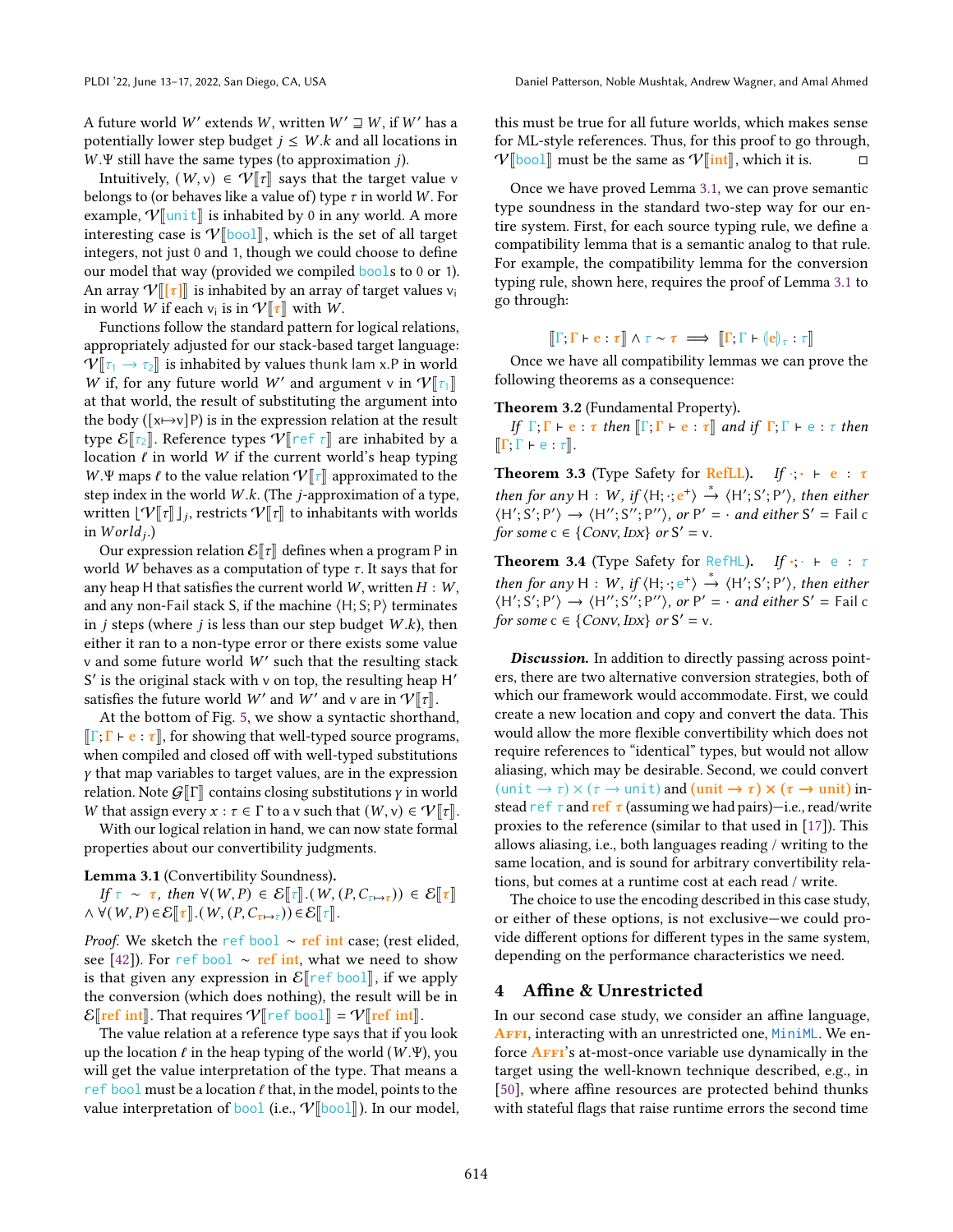A future world $W'$ extends $W$, written $W' \sqsupseteq W$, if $W'$ has a potentially lower step budget $j \leq W.k$ and all locations in $W.\Psi$ still have the same types (to approximation $j$).

Intuitively, $(W, \mathsf{v}) \in \mathcal{V}[\![\tau]\!]$ says that the target value $\mathsf{v}$ belongs to (or behaves like a value of) type $\tau$ in world $W$. For example, $\mathcal{V}[\![\mathsf{unit}]\!]$ is inhabited by 0 in any world. A more interesting case is $\mathcal{V}[\![\mathsf{bool}]\!]$, which is the set of all target integers, not just 0 and 1, though we could choose to define our model that way (provided we compiled bools to 0 or 1). An array $\mathcal{V}[\![[\tau]]\!]$ is inhabited by an array of target values $\mathsf{v}_i$ in world $W$ if each $\mathsf{v}_i$ is in $\mathcal{V}[\![\tau]\!]$ with $W$.

Functions follow the standard pattern for logical relations, appropriately adjusted for our stack-based target language: $\mathcal{V}[\![\tau_1 \to \tau_2]\!]$ is inhabited by values thunk lam x.P in world $W$ if, for any future world $W'$ and argument $\mathsf{v}$ in $\mathcal{V}[\![\tau_1]\!]$ at that world, the result of substituting the argument into the body $([\mathsf{x} {\mapsto} \mathsf{v}]\mathsf{P})$ is in the expression relation at the result type $\mathcal{E}[\![\tau_2]\!]$. Reference types $\mathcal{V}[\![\mathsf{ref}\ \tau]\!]$ are inhabited by a location $\ell$ in world $W$ if the current world's heap typing $W.\Psi$ maps $\ell$ to the value relation $\mathcal{V}[\![\tau]\!]$ approximated to the step index in the world $W.k$. (The $j$-approximation of a type, written $\lfloor \mathcal{V}[\![\tau]\!] \rfloor_j$, restricts $\mathcal{V}[\![\tau]\!]$ to inhabitants with worlds in $World_j$.)

Our expression relation $\mathcal{E}[\![\tau]\!]$ defines when a program P in world $W$ behaves as a computation of type $\tau$. It says that for any heap H that satisfies the current world $W$, written $H : W$, and any non-Fail stack S, if the machine $\langle \mathsf{H}; \mathsf{S}; \mathsf{P} \rangle$ terminates in $j$ steps (where $j$ is less than our step budget $W.k$), then either it ran to a non-type error or there exists some value $\mathsf{v}$ and some future world $W'$ such that the resulting stack $\mathsf{S}'$ is the original stack with $\mathsf{v}$ on top, the resulting heap $\mathsf{H}'$ satisfies the future world $W'$ and $W'$ and $\mathsf{v}$ are in $\mathcal{V}[\![\tau]\!]$.

At the bottom of Fig. 5, we show a syntactic shorthand, $[\![\Gamma; \Gamma \vdash e : \tau]\!]$, for showing that well-typed source programs, when compiled and closed off with well-typed substitutions $\gamma$ that map variables to target values, are in the expression relation. Note $\mathcal{G}[\![\Gamma]\!]$ contains closing substitutions $\gamma$ in world $W$ that assign every $x : \tau \in \Gamma$ to a $\mathsf{v}$ such that $(W, \mathsf{v}) \in \mathcal{V}[\![\tau]\!]$.

With our logical relation in hand, we can now state formal properties about our convertibility judgments.

**Lemma 3.1** (Convertibility Soundness).
*If* $\tau \sim \tau$*, then* $\forall (W, P) \in \mathcal{E}[\![\tau]\!].(W, (P, C_{\tau \mapsto \tau})) \in \mathcal{E}[\![\tau]\!] \wedge \forall (W, P) \in \mathcal{E}[\![\tau]\!].(W, (P, C_{\tau \mapsto \tau})) \in \mathcal{E}[\![\tau]\!]$.

*Proof.* We sketch the ref bool $\sim$ ref int case; (rest elided, see [42]). For ref bool $\sim$ ref int, what we need to show is that given any expression in $\mathcal{E}[\![\mathsf{ref\ bool}]\!]$, if we apply the conversion (which does nothing), the result will be in $\mathcal{E}[\![\mathsf{ref\ int}]\!]$. That requires $\mathcal{V}[\![\mathsf{ref\ bool}]\!] = \mathcal{V}[\![\mathsf{ref\ int}]\!]$.

The value relation at a reference type says that if you look up the location $\ell$ in the heap typing of the world $(W.\Psi)$, you will get the value interpretation of the type. That means a ref bool must be a location $\ell$ that, in the model, points to the value interpretation of bool (i.e., $\mathcal{V}[\![\mathsf{bool}]\!]$). In our model, this must be true for all future worlds, which makes sense for ML-style references. Thus, for this proof to go through, $\mathcal{V}[\![\mathsf{bool}]\!]$ must be the same as $\mathcal{V}[\![\mathsf{int}]\!]$, which it is. □

Once we have proved Lemma 3.1, we can prove semantic type soundness in the standard two-step way for our entire system. First, for each source typing rule, we define a compatibility lemma that is a semantic analog to that rule. For example, the compatibility lemma for the conversion typing rule, shown here, requires the proof of Lemma 3.1 to go through:

$$[\![\Gamma; \Gamma \vdash e : \tau]\!] \wedge \tau \sim \tau \implies [\![\Gamma; \Gamma \vdash (\!|e|\!)_{\tau} : \tau]\!]$$

Once we have all compatibility lemmas we can prove the following theorems as a consequence:

**Theorem 3.2** (Fundamental Property).
*If* $\Gamma; \Gamma \vdash e : \tau$ *then* $[\![\Gamma; \Gamma \vdash e : \tau]\!]$ *and if* $\Gamma; \Gamma \vdash e : \tau$ *then* $[\![\Gamma; \Gamma \vdash e : \tau]\!]$.

**Theorem 3.3** (Type Safety for RefLL). *If* $\cdot; \cdot \vdash e : \tau$ *then for any* $\mathsf{H} : W$*, if* $\langle \mathsf{H}; \cdot; e^{+} \rangle \xrightarrow{*} \langle \mathsf{H}'; \mathsf{S}'; \mathsf{P}' \rangle$*, then either* $\langle \mathsf{H}'; \mathsf{S}'; \mathsf{P}' \rangle \to \langle \mathsf{H}''; \mathsf{S}''; \mathsf{P}'' \rangle$*, or* $\mathsf{P}' = \cdot$ *and either* $\mathsf{S}' = \mathsf{Fail}\ \mathsf{c}$ *for some* $\mathsf{c} \in \{\textsc{Conv}, \textsc{Idx}\}$ *or* $\mathsf{S}' = \mathsf{v}$.

**Theorem 3.4** (Type Safety for RefHL). *If* $\cdot; \cdot \vdash e : \tau$ *then for any* $\mathsf{H} : W$*, if* $\langle \mathsf{H}; \cdot; e^{+} \rangle \xrightarrow{*} \langle \mathsf{H}'; \mathsf{S}'; \mathsf{P}' \rangle$*, then either* $\langle \mathsf{H}'; \mathsf{S}'; \mathsf{P}' \rangle \to \langle \mathsf{H}''; \mathsf{S}''; \mathsf{P}'' \rangle$*, or* $\mathsf{P}' = \cdot$ *and either* $\mathsf{S}' = \mathsf{Fail}\ \mathsf{c}$ *for some* $\mathsf{c} \in \{\textsc{Conv}, \textsc{Idx}\}$ *or* $\mathsf{S}' = \mathsf{v}$.

***Discussion.*** In addition to directly passing across pointers, there are two alternative conversion strategies, both of which our framework would accommodate. First, we could create a new location and copy and convert the data. This would allow the more flexible convertibility which does not require references to "identical" types, but would not allow aliasing, which may be desirable. Second, we could convert $(\mathsf{unit} \to \tau) \times (\tau \to \mathsf{unit})$ and $(\mathbf{unit} \to \boldsymbol{\tau}) \times (\boldsymbol{\tau} \to \mathbf{unit})$ instead ref $\tau$ and **ref** $\boldsymbol{\tau}$ (assuming we had pairs)—i.e., read/write proxies to the reference (similar to that used in [17]). This allows aliasing, i.e., both languages reading / writing to the same location, and is sound for arbitrary convertibility relations, but comes at a runtime cost at each read / write.

The choice to use the encoding described in this case study, or either of these options, is not exclusive—we could provide different options for different types in the same system, depending on the performance characteristics we need.

## 4 Affine & Unrestricted

In our second case study, we consider an affine language, Affi, interacting with an unrestricted one, MiniML. We enforce Affi's at-most-once variable use dynamically in the target using the well-known technique described, e.g., in [50], where affine resources are protected behind thunks with stateful flags that raise runtime errors the second time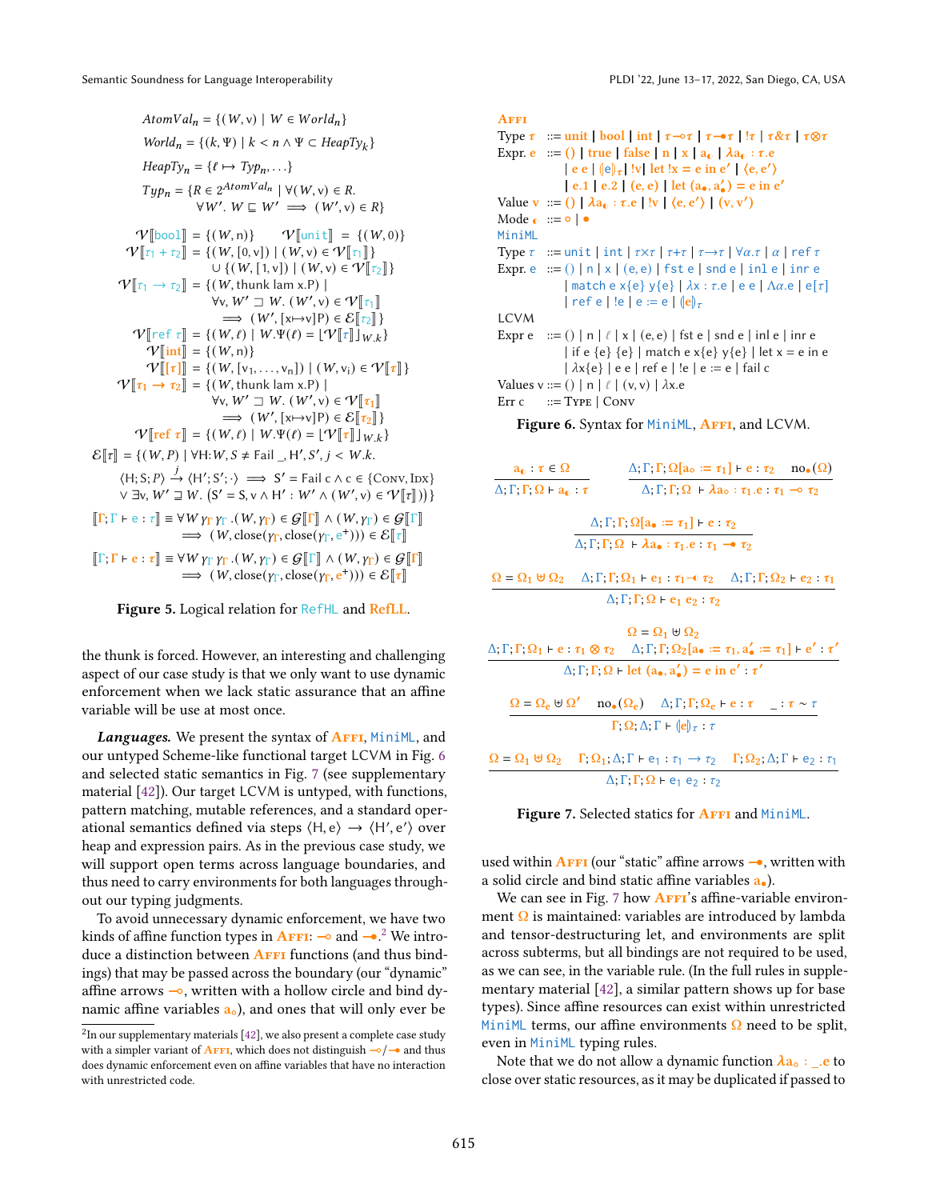$$AtomVal_n = \{(W, v) \mid W \in World_n\}$$

$$World_n = \{(k, \Psi) \mid k < n \wedge \Psi \subset HeapTy_k\}$$

$$HeapTy_n = \{\ell \mapsto Typ_n, \ldots\}$$

$$Typ_n = \{R \in 2^{AtomVal_n} \mid \forall (W, v) \in R.\ \forall W'.\ W \sqsubseteq W' \implies (W', v) \in R\}$$

$$\mathcal{V}[\![\mathsf{bool}]\!] = \{(W, n)\} \qquad \mathcal{V}[\![\mathsf{unit}]\!] = \{(W, 0)\}$$

$$\mathcal{V}[\![\tau_1 + \tau_2]\!] = \{(W, [0, v]) \mid (W, v) \in \mathcal{V}[\![\tau_1]\!]\} \cup \{(W, [1, v]) \mid (W, v) \in \mathcal{V}[\![\tau_2]\!]\}$$

$$\mathcal{V}[\![\tau_1 \rightarrow \tau_2]\!] = \{(W, \text{thunk lam x.P}) \mid \forall v, W' \sqsupset W.\ (W', v) \in \mathcal{V}[\![\tau_1]\!] \implies (W', [x \mapsto v]P) \in \mathcal{E}[\![\tau_2]\!]\}$$

$$\mathcal{V}[\![\mathsf{ref}\ \tau]\!] = \{(W, \ell) \mid W.\Psi(\ell) = \lfloor \mathcal{V}[\![\tau]\!] \rfloor_{W.k}\}$$

$$\mathcal{V}[\![\mathsf{int}]\!] = \{(W, n)\}$$

$$\mathcal{V}[\![[\tau]]\!] = \{(W, [v_1, \ldots, v_n]) \mid (W, v_i) \in \mathcal{V}[\![\tau]\!]\}$$

$$\mathcal{V}[\![\tau_1 \rightarrow \tau_2]\!] = \{(W, \text{thunk lam x.P}) \mid \forall v, W' \sqsupset W.\ (W', v) \in \mathcal{V}[\![\tau_1]\!] \implies (W', [x \mapsto v]P) \in \mathcal{E}[\![\tau_2]\!]\}$$

$$\mathcal{V}[\![\mathsf{ref}\ \tau]\!] = \{(W, \ell) \mid W.\Psi(\ell) = \lfloor \mathcal{V}[\![\tau]\!] \rfloor_{W.k}\}$$

$$\mathcal{E}[\![\tau]\!] = \{(W, P) \mid \forall H{:}W, S \neq \text{Fail}\ \_, H', S', j < W.k.\ \langle H; S; P\rangle \xrightarrow{j} \langle H'; S'; \cdot\rangle \implies S' = \text{Fail}\ c \wedge c \in \{\textsc{Conv}, \textsc{Idx}\} \vee \exists v, W' \sqsupseteq W.\ (S' = S, v \wedge H' : W' \wedge (W', v) \in \mathcal{V}[\![\tau]\!])\}$$

$$[\![\Gamma; \Gamma \vdash e : \tau]\!] \equiv \forall W\, \gamma_\Gamma\, \gamma_\Gamma.(W, \gamma_\Gamma) \in \mathcal{G}[\![\Gamma]\!] \wedge (W, \gamma_\Gamma) \in \mathcal{G}[\![\Gamma]\!] \implies (W, \text{close}(\gamma_\Gamma, \text{close}(\gamma_\Gamma, e^+))) \in \mathcal{E}[\![\tau]\!]$$

$$[\![\Gamma; \Gamma \vdash e : \tau]\!] \equiv \forall W\, \gamma_\Gamma\, \gamma_\Gamma.(W, \gamma_\Gamma) \in \mathcal{G}[\![\Gamma]\!] \wedge (W, \gamma_\Gamma) \in \mathcal{G}[\![\Gamma]\!] \implies (W, \text{close}(\gamma_\Gamma, \text{close}(\gamma_\Gamma, e^+))) \in \mathcal{E}[\![\tau]\!]$$

**Figure 5.** Logical relation for RefHL and RefLL.

the thunk is forced. However, an interesting and challenging aspect of our case study is that we only want to use dynamic enforcement when we lack static assurance that an affine variable will be use at most once.

***Languages.*** We present the syntax of Affi, MiniML, and our untyped Scheme-like functional target LCVM in Fig. 6 and selected static semantics in Fig. 7 (see supplementary material [42]). Our target LCVM is untyped, with functions, pattern matching, mutable references, and a standard operational semantics defined via steps $\langle H, e\rangle \rightarrow \langle H', e'\rangle$ over heap and expression pairs. As in the previous case study, we will support open terms across language boundaries, and thus need to carry environments for both languages throughout our typing judgments.

To avoid unnecessary dynamic enforcement, we have two kinds of affine function types in Affi: $\multimap$ and $\bullet\!\!\!\multimap$.[2] We introduce a distinction between Affi functions (and thus bindings) that may be passed across the boundary (our "dynamic" affine arrows $\multimap$, written with a hollow circle and bind dynamic affine variables $a_\circ$), and ones that will only ever be used within Affi (our "static" affine arrows $\bullet\!\!\!\multimap$, written with a solid circle and bind static affine variables $a_\bullet$).

[2] In our supplementary materials [42], we also present a complete case study with a simpler variant of Affi, which does not distinguish $\multimap/\bullet\!\!\!\multimap$ and thus does dynamic enforcement even on affine variables that have no interaction with unrestricted code.

**Affi**

Type $\tau$ ::= unit | bool | int | $\tau \multimap \tau$ | $\tau \bullet\!\!\!\multimap \tau$ | $!\tau$ | $\tau \& \tau$ | $\tau \otimes \tau$

Expr. e ::= () | true | false | n | x | $a_\text{◖}$ | $\lambda a_\text{◖} : \tau.e$
  | e e | $(\!|e|\!)_\tau$ | !v | let !x = e in e′ | ⟨e, e′⟩
  | e.1 | e.2 | (e, e) | let ($a_\bullet$, $a'_\bullet$) = e in e′

Value v ::= () | $\lambda a_\text{◖} : \tau.e$ | !v | ⟨e, e′⟩ | (v, v′)

Mode ◖ ::= ∘ | •

**MiniML**

Type $\tau$ ::= unit | int | $\tau \times \tau$ | $\tau + \tau$ | $\tau \rightarrow \tau$ | $\forall \alpha.\tau$ | $\alpha$ | ref $\tau$

Expr. e ::= () | n | x | (e, e) | fst e | snd e | inl e | inr e
  | match e x{e} y{e} | $\lambda x : \tau.e$ | e e | $\Lambda \alpha.e$ | e[$\tau$]
  | ref e | !e | e := e | $(\!|e|\!)_\tau$

**LCVM**

Expr e ::= () | n | $\ell$ | x | (e, e) | fst e | snd e | inl e | inr e
  | if e {e} {e} | match e x{e} y{e} | let x = e in e
  | $\lambda$x{e} | e e | ref e | !e | e := e | fail c

Values v ::= () | n | $\ell$ | (v, v) | $\lambda$x.e

Err c ::= Type | Conv

**Figure 6.** Syntax for MiniML, Affi, and LCVM.

$$\frac{a_\text{◖} : \tau \in \Omega}{\Delta; \Gamma; \Gamma; \Omega \vdash a_\text{◖} : \tau} \qquad \frac{\Delta; \Gamma; \Gamma; \Omega[a_\circ := \tau_1] \vdash e : \tau_2 \quad \text{no}_\bullet(\Omega)}{\Delta; \Gamma; \Gamma; \Omega \vdash \lambda a_\circ : \tau_1.e : \tau_1 \multimap \tau_2}$$

$$\frac{\Delta; \Gamma; \Gamma; \Omega[a_\bullet := \tau_1] \vdash e : \tau_2}{\Delta; \Gamma; \Gamma; \Omega \vdash \lambda a_\bullet : \tau_1.e : \tau_1 \bullet\!\!\!\multimap \tau_2}$$

$$\frac{\Omega = \Omega_1 \uplus \Omega_2 \quad \Delta; \Gamma; \Gamma; \Omega_1 \vdash e_1 : \tau_1 \multimap \tau_2 \quad \Delta; \Gamma; \Gamma; \Omega_2 \vdash e_2 : \tau_1}{\Delta; \Gamma; \Gamma; \Omega \vdash e_1\ e_2 : \tau_2}$$

$$\frac{\Omega = \Omega_1 \uplus \Omega_2 \quad \Delta; \Gamma; \Gamma; \Omega_1 \vdash e : \tau_1 \otimes \tau_2 \quad \Delta; \Gamma; \Gamma; \Omega_2[a_\bullet := \tau_1, a'_\bullet := \tau_1] \vdash e' : \tau'}{\Delta; \Gamma; \Gamma; \Omega \vdash \text{let } (a_\bullet, a'_\bullet) = e \text{ in } e' : \tau'}$$

$$\frac{\Omega = \Omega_e \uplus \Omega' \quad \text{no}_\bullet(\Omega_e) \quad \Delta; \Gamma; \Gamma; \Omega_e \vdash e : \tau \quad \_ : \tau \sim \tau}{\Gamma; \Omega; \Delta; \Gamma \vdash (\!|e|\!)_\tau : \tau}$$

$$\frac{\Omega = \Omega_1 \uplus \Omega_2 \quad \Gamma; \Omega_1; \Delta; \Gamma \vdash e_1 : \tau_1 \rightarrow \tau_2 \quad \Gamma; \Omega_2; \Delta; \Gamma \vdash e_2 : \tau_1}{\Delta; \Gamma; \Gamma; \Omega \vdash e_1\ e_2 : \tau_2}$$

**Figure 7.** Selected statics for Affi and MiniML.

We can see in Fig. 7 how Affi's affine-variable environment $\Omega$ is maintained: variables are introduced by lambda and tensor-destructuring let, and environments are split across subterms, but all bindings are not required to be used, as we can see, in the variable rule. (In the full rules in supplementary material [42], a similar pattern shows up for base types). Since affine resources can exist within unrestricted MiniML terms, our affine environments $\Omega$ need to be split, even in MiniML typing rules.

Note that we do not allow a dynamic function $\lambda a_\circ : \_.e$ to close over static resources, as it may be duplicated if passed to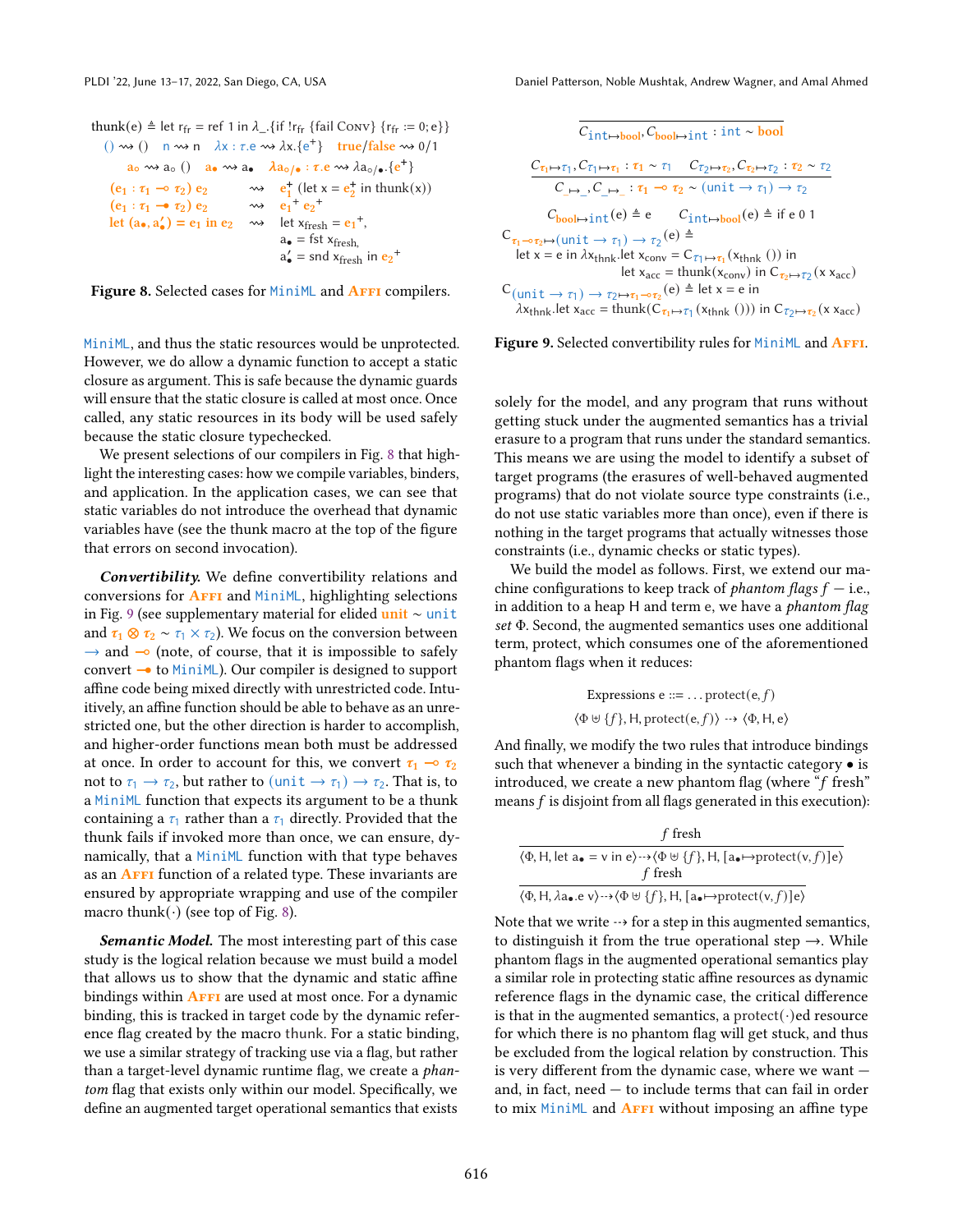$$\text{thunk}(e) \triangleq \text{let } r_{fr} = \text{ref } 1 \text{ in } \lambda\_.\{\text{if } !r_{fr} \; \{\text{fail Conv}\} \; \{r_{fr} := 0; e\}\}$$

$$() \rightsquigarrow () \quad n \rightsquigarrow n \quad \lambda x : \tau.e \rightsquigarrow \lambda x.\{e^+\} \quad \text{true/false} \rightsquigarrow 0/1$$

$$a_\circ \rightsquigarrow a_\circ\ () \quad a_\bullet \rightsquigarrow a_\bullet \quad \lambda a_{\circ/\bullet} : \tau.e \rightsquigarrow \lambda a_{\circ/\bullet}.\{e^+\}$$

$$(e_1 : \tau_1 \multimap \tau_2)\ e_2 \quad \rightsquigarrow \quad e_1^+\ (\text{let } x = e_2^+ \text{ in thunk}(x))$$

$$(e_1 : \tau_1 \multimap_\bullet \tau_2)\ e_2 \quad \rightsquigarrow \quad {e_1}^+\ {e_2}^+$$

$$\text{let } (a_\bullet, a_\bullet') = e_1 \text{ in } e_2 \quad \rightsquigarrow \quad \text{let } x_{fresh} = {e_1}^+, \; a_\bullet = \text{fst } x_{fresh}, \; a_\bullet' = \text{snd } x_{fresh} \text{ in } {e_2}^+$$

**Figure 8.** Selected cases for MiniML and Affi compilers.

MiniML, and thus the static resources would be unprotected. However, we do allow a dynamic function to accept a static closure as argument. This is safe because the dynamic guards will ensure that the static closure is called at most once. Once called, any static resources in its body will be used safely because the static closure typechecked.

We present selections of our compilers in Fig. 8 that highlight the interesting cases: how we compile variables, binders, and application. In the application cases, we can see that static variables do not introduce the overhead that dynamic variables have (see the thunk macro at the top of the figure that errors on second invocation).

***Convertibility.*** We define convertibility relations and conversions for Affi and MiniML, highlighting selections in Fig. 9 (see supplementary material for elided unit ∼ unit and $\tau_1 \otimes \tau_2 \sim \tau_1 \times \tau_2$). We focus on the conversion between $\rightarrow$ and $\multimap$ (note, of course, that it is impossible to safely convert $\multimap_\bullet$ to MiniML). Our compiler is designed to support affine code being mixed directly with unrestricted code. Intuitively, an affine function should be able to behave as an unrestricted one, but the other direction is harder to accomplish, and higher-order functions mean both must be addressed at once. In order to account for this, we convert $\tau_1 \multimap \tau_2$ not to $\tau_1 \rightarrow \tau_2$, but rather to $(\text{unit} \rightarrow \tau_1) \rightarrow \tau_2$. That is, to a MiniML function that expects its argument to be a thunk containing a $\tau_1$ rather than a $\tau_1$ directly. Provided that the thunk fails if invoked more than once, we can ensure, dynamically, that a MiniML function with that type behaves as an Affi function of a related type. These invariants are ensured by appropriate wrapping and use of the compiler macro thunk(·) (see top of Fig. 8).

***Semantic Model.*** The most interesting part of this case study is the logical relation because we must build a model that allows us to show that the dynamic and static affine bindings within Affi are used at most once. For a dynamic binding, this is tracked in target code by the dynamic reference flag created by the macro thunk. For a static binding, we use a similar strategy of tracking use via a flag, but rather than a target-level dynamic runtime flag, we create a *phantom* flag that exists only within our model. Specifically, we define an augmented target operational semantics that exists

$$\overline{C_{\text{int}\mapsto\text{bool}}, C_{\text{bool}\mapsto\text{int}} : \text{int} \sim \text{bool}}$$

$$\frac{C_{\tau_1\mapsto\tau_1}, C_{\tau_1\mapsto\tau_1} : \tau_1 \sim \tau_1 \qquad C_{\tau_2\mapsto\tau_2}, C_{\tau_2\mapsto\tau_2} : \tau_2 \sim \tau_2}{C_{\mapsto\_}, C_{\_\mapsto} : \tau_1 \multimap \tau_2 \sim (\text{unit} \rightarrow \tau_1) \rightarrow \tau_2}$$

$$C_{\text{bool}\mapsto\text{int}}(e) \triangleq e \qquad C_{\text{int}\mapsto\text{bool}}(e) \triangleq \text{if } e \ 0 \ 1$$

$$C_{\tau_1\multimap\tau_2\mapsto(\text{unit}\rightarrow\tau_1)\rightarrow\tau_2}(e) \triangleq \text{let } x = e \text{ in } \lambda x_{thnk}.\text{let } x_{conv} = C_{\tau_1\mapsto\tau_1}(x_{thnk}\ ()) \text{ in let } x_{acc} = \text{thunk}(x_{conv}) \text{ in } C_{\tau_2\mapsto\tau_2}(x\ x_{acc})$$

$$C_{(\text{unit}\rightarrow\tau_1)\rightarrow\tau_2\mapsto\tau_1\multimap\tau_2}(e) \triangleq \text{let } x = e \text{ in } \lambda x_{thnk}.\text{let } x_{acc} = \text{thunk}(C_{\tau_1\mapsto\tau_1}(x_{thnk}\ ())) \text{ in } C_{\tau_2\mapsto\tau_2}(x\ x_{acc})$$

**Figure 9.** Selected convertibility rules for MiniML and Affi.

solely for the model, and any program that runs without getting stuck under the augmented semantics has a trivial erasure to a program that runs under the standard semantics. This means we are using the model to identify a subset of target programs (the erasures of well-behaved augmented programs) that do not violate source type constraints (i.e., do not use static variables more than once), even if there is nothing in the target programs that actually witnesses those constraints (i.e., dynamic checks or static types).

We build the model as follows. First, we extend our machine configurations to keep track of *phantom flags* $f$ — i.e., in addition to a heap H and term e, we have a *phantom flag set* $\Phi$. Second, the augmented semantics uses one additional term, protect, which consumes one of the aforementioned phantom flags when it reduces:

$$\text{Expressions } e ::= \dots \text{protect}(e, f)$$

$$\langle \Phi \uplus \{f\}, H, \text{protect}(e, f)\rangle \dashrightarrow \langle \Phi, H, e\rangle$$

And finally, we modify the two rules that introduce bindings such that whenever a binding in the syntactic category $\bullet$ is introduced, we create a new phantom flag (where "$f$ fresh" means $f$ is disjoint from all flags generated in this execution):

$$\frac{f \text{ fresh}}{\langle \Phi, H, \text{let } a_\bullet = v \text{ in } e\rangle \dashrightarrow \langle \Phi \uplus \{f\}, H, [a_\bullet \mapsto \text{protect}(v, f)]e\rangle}$$

$$\frac{f \text{ fresh}}{\langle \Phi, H, \lambda a_\bullet.e\ v\rangle \dashrightarrow \langle \Phi \uplus \{f\}, H, [a_\bullet \mapsto \text{protect}(v, f)]e\rangle}$$

Note that we write $\dashrightarrow$ for a step in this augmented semantics, to distinguish it from the true operational step $\rightarrow$. While phantom flags in the augmented operational semantics play a similar role in protecting static affine resources as dynamic reference flags in the dynamic case, the critical difference is that in the augmented semantics, a protect(·)ed resource for which there is no phantom flag will get stuck, and thus be excluded from the logical relation by construction. This is very different from the dynamic case, where we want — and, in fact, need — to include terms that can fail in order to mix MiniML and Affi without imposing an affine type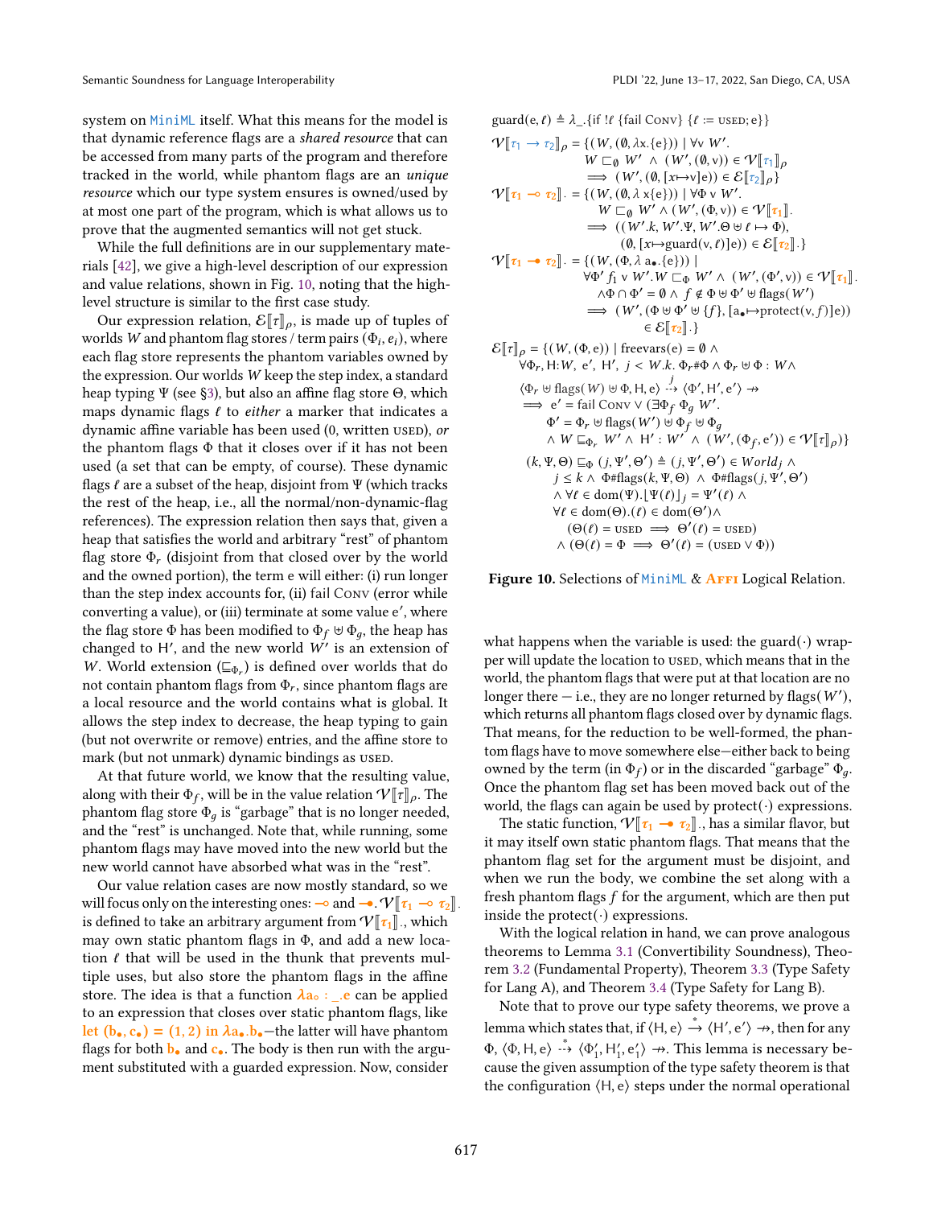system on MiniML itself. What this means for the model is that dynamic reference flags are a *shared resource* that can be accessed from many parts of the program and therefore tracked in the world, while phantom flags are an *unique resource* which our type system ensures is owned/used by at most one part of the program, which is what allows us to prove that the augmented semantics will not get stuck.

While the full definitions are in our supplementary materials [42], we give a high-level description of our expression and value relations, shown in Fig. 10, noting that the high-level structure is similar to the first case study.

Our expression relation, $\mathcal{E}[\![\tau]\!]_\rho$, is made up of tuples of worlds $W$ and phantom flag stores / term pairs $(\Phi_i, e_i)$, where each flag store represents the phantom variables owned by the expression. Our worlds $W$ keep the step index, a standard heap typing $\Psi$ (see §3), but also an affine flag store $\Theta$, which maps dynamic flags $\ell$ to *either* a marker that indicates a dynamic affine variable has been used (0, written USED), *or* the phantom flags $\Phi$ that it closes over if it has not been used (a set that can be empty, of course). These dynamic flags $\ell$ are a subset of the heap, disjoint from $\Psi$ (which tracks the rest of the heap, i.e., all the normal/non-dynamic-flag references). The expression relation then says that, given a heap that satisfies the world and arbitrary "rest" of phantom flag store $\Phi_r$ (disjoint from that closed over by the world and the owned portion), the term e will either: (i) run longer than the step index accounts for, (ii) fail Conv (error while converting a value), or (iii) terminate at some value e′, where the flag store $\Phi$ has been modified to $\Phi_f \uplus \Phi_g$, the heap has changed to H′, and the new world $W'$ is an extension of $W$. World extension ($\sqsubseteq_{\Phi_r}$) is defined over worlds that do not contain phantom flags from $\Phi_r$, since phantom flags are a local resource and the world contains what is global. It allows the step index to decrease, the heap typing to gain (but not overwrite or remove) entries, and the affine store to mark (but not unmark) dynamic bindings as USED.

At that future world, we know that the resulting value, along with their $\Phi_f$, will be in the value relation $\mathcal{V}[\![\tau]\!]_\rho$. The phantom flag store $\Phi_g$ is "garbage" that is no longer needed, and the "rest" is unchanged. Note that, while running, some phantom flags may have moved into the new world but the new world cannot have absorbed what was in the "rest".

Our value relation cases are now mostly standard, so we will focus only on the interesting ones: $\multimap$ and $\bullet\!\!\!\multimap$. $\mathcal{V}[\![\tau_1 \multimap \tau_2]\!]_\cdot$ is defined to take an arbitrary argument from $\mathcal{V}[\![\tau_1]\!]_\cdot$, which may own static phantom flags in $\Phi$, and add a new location $\ell$ that will be used in the thunk that prevents multiple uses, but also store the phantom flags in the affine store. The idea is that a function $\lambda a_\circ : \_.e$ can be applied to an expression that closes over static phantom flags, like let $(b_\bullet, c_\bullet) = (1, 2)$ in $\lambda a_\bullet.b_\bullet$—the latter will have phantom flags for both $b_\bullet$ and $c_\bullet$. The body is then run with the argument substituted with a guarded expression. Now, consider

$$\text{guard}(e, \ell) \triangleq \lambda\_.\{\text{if } !\ell \ \{\text{fail Conv}\} \ \{\ell := \text{USED}; e\}\}$$

$$\begin{aligned}
\mathcal{V}[\![\tau_1 \to \tau_2]\!]_\rho = \{&(W, (\emptyset, \lambda x.\{e\})) \mid \forall v\ W'.\\
&W \sqsubseteq_\emptyset W' \ \wedge\ (W', (\emptyset, v)) \in \mathcal{V}[\![\tau_1]\!]_\rho\\
&\implies (W', (\emptyset, [x \mapsto v]e)) \in \mathcal{E}[\![\tau_2]\!]_\rho\}
\end{aligned}$$

$$\begin{aligned}
\mathcal{V}[\![\tau_1 \multimap \tau_2]\!]_\cdot = \{&(W, (\emptyset, \lambda\, x\{e\})) \mid \forall \Phi\ v\ W'.\\
&W \sqsubseteq_\emptyset W' \wedge (W', (\Phi, v)) \in \mathcal{V}[\![\tau_1]\!]_\cdot\\
&\implies ((W'.k, W'.\Psi, W'.\Theta \uplus \ell \mapsto \Phi),\\
&\qquad (\emptyset, [x \mapsto \text{guard}(v, \ell)]e)) \in \mathcal{E}[\![\tau_2]\!]_\cdot\}
\end{aligned}$$

$$\begin{aligned}
\mathcal{V}[\![\tau_1 \bullet\!\!\!\multimap \tau_2]\!]_\cdot = \{&(W, (\Phi, \lambda\, a_\bullet.\{e\})) \mid\\
&\forall \Phi'\ f_1\ v\ W'.W \sqsubseteq_\Phi W' \wedge (W', (\Phi', v)) \in \mathcal{V}[\![\tau_1]\!]_\cdot\\
&\wedge \Phi \cap \Phi' = \emptyset \wedge f \notin \Phi \uplus \Phi' \uplus \text{flags}(W')\\
&\implies (W', (\Phi \uplus \Phi' \uplus \{f\}, [a_\bullet \mapsto \text{protect}(v, f)]e))\\
&\qquad \in \mathcal{E}[\![\tau_2]\!]_\cdot\}
\end{aligned}$$

$$\begin{aligned}
\mathcal{E}[\![\tau]\!]_\rho = \{&(W, (\Phi, e)) \mid \text{freevars}(e) = \emptyset \wedge\\
&\forall \Phi_r, \text{H}{:}W,\ e',\ \text{H}',\ j < W.k.\ \Phi_r \# \Phi \wedge \Phi_r \uplus \Phi : W \wedge\\
&\langle \Phi_r \uplus \text{flags}(W) \uplus \Phi, \text{H}, e\rangle \overset{j}{\dashrightarrow} \langle \Phi', \text{H}', e'\rangle \nrightarrow\\
&\implies e' = \text{fail Conv} \vee (\exists \Phi_f\ \Phi_g\ W'.\\
&\qquad \Phi' = \Phi_r \uplus \text{flags}(W') \uplus \Phi_f \uplus \Phi_g\\
&\qquad \wedge W \sqsubseteq_{\Phi_r} W' \wedge \text{H}' : W' \wedge (W', (\Phi_f, e')) \in \mathcal{V}[\![\tau]\!]_\rho)\}
\end{aligned}$$

$$\begin{aligned}
(k, \Psi, \Theta) \sqsubseteq_\Phi (j, \Psi', \Theta') \triangleq\ &(j, \Psi', \Theta') \in World_j \wedge\\
&j \le k \wedge \Phi \# \text{flags}(k, \Psi, \Theta) \wedge \Phi \# \text{flags}(j, \Psi', \Theta')\\
&\wedge \forall \ell \in \text{dom}(\Psi).\lfloor \Psi(\ell) \rfloor_j = \Psi'(\ell) \wedge\\
&\forall \ell \in \text{dom}(\Theta).(\ell) \in \text{dom}(\Theta') \wedge\\
&\quad (\Theta(\ell) = \text{USED} \implies \Theta'(\ell) = \text{USED})\\
&\wedge (\Theta(\ell) = \Phi \implies \Theta'(\ell) = (\text{USED} \vee \Phi))
\end{aligned}$$

**Figure 10.** Selections of MiniML & Affi Logical Relation.

what happens when the variable is used: the guard(·) wrapper will update the location to USED, which means that in the world, the phantom flags that were put at that location are no longer there — i.e., they are no longer returned by flags($W'$), which returns all phantom flags closed over by dynamic flags. That means, for the reduction to be well-formed, the phantom flags need to move somewhere else—either back to being owned by the term (in $\Phi_f$) or in the discarded "garbage" $\Phi_g$. Once the phantom flag set has been moved back out of the world, the flags can again be used by protect(·) expressions.

The static function, $\mathcal{V}[\![\tau_1 \bullet\!\!\!\multimap \tau_2]\!]_\cdot$, has a similar flavor, but it may itself own static phantom flags. That means that the phantom flag set for the argument must be disjoint, and when we run the body, we combine the set along with a fresh phantom flags $f$ for the argument, which are then put inside the protect(·) expressions.

With the logical relation in hand, we can prove analogous theorems to Lemma 3.1 (Convertibility Soundness), Theorem 3.2 (Fundamental Property), Theorem 3.3 (Type Safety for Lang A), and Theorem 3.4 (Type Safety for Lang B).

Note that to prove our type safety theorems, we prove a lemma which states that, if $\langle \text{H}, e\rangle \overset{*}{\to} \langle \text{H}', e'\rangle \nrightarrow$, then for any $\Phi$, $\langle \Phi, \text{H}, e\rangle \overset{*}{\dashrightarrow} \langle \Phi_1', \text{H}_1', e_1'\rangle \nrightarrow$. This lemma is necessary because the given assumption of the type safety theorem is that the configuration $\langle \text{H}, e\rangle$ steps under the normal operational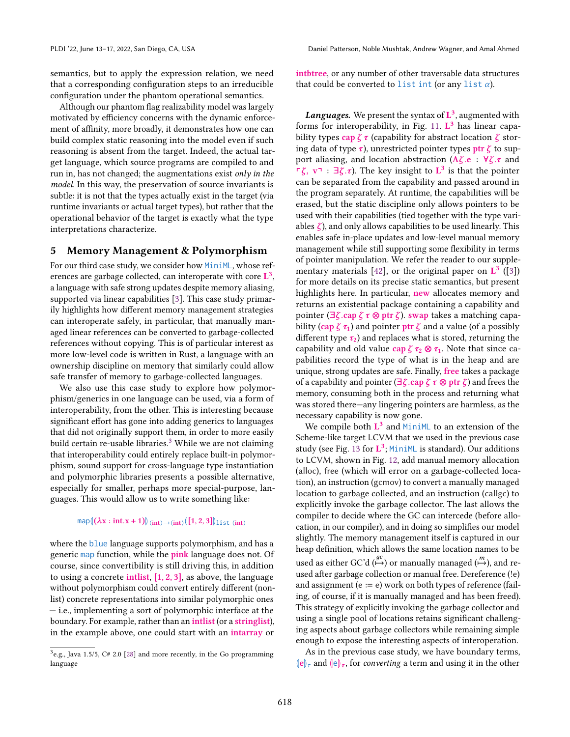semantics, but to apply the expression relation, we need that a corresponding configuration steps to an irreducible configuration under the phantom operational semantics.

Although our phantom flag realizability model was largely motivated by efficiency concerns with the dynamic enforcement of affinity, more broadly, it demonstrates how one can build complex static reasoning into the model even if such reasoning is absent from the target. Indeed, the actual target language, which source programs are compiled to and run in, has not changed; the augmentations exist *only in the model*. In this way, the preservation of source invariants is subtle: it is not that the types actually exist in the target (via runtime invariants or actual target types), but rather that the operational behavior of the target is exactly what the type interpretations characterize.

## 5 Memory Management & Polymorphism

For our third case study, we consider how `MiniML`, whose references are garbage collected, can interoperate with core $\mathbf{L^3}$, a language with safe strong updates despite memory aliasing, supported via linear capabilities [3]. This case study primarily highlights how different memory management strategies can interoperate safely, in particular, that manually managed linear references can be converted to garbage-collected references without copying. This is of particular interest as more low-level code is written in Rust, a language with an ownership discipline on memory that similarly could allow safe transfer of memory to garbage-collected languages.

We also use this case study to explore how polymorphism/generics in one language can be used, via a form of interoperability, from the other. This is interesting because significant effort has gone into adding generics to languages that did not originally support them, in order to more easily build certain re-usable libraries.[3] While we are not claiming that interoperability could entirely replace built-in polymorphism, sound support for cross-language type instantiation and polymorphic libraries presents a possible alternative, especially for smaller, perhaps more special-purpose, languages. This would allow us to write something like:

$$\mathtt{map}⦇(\lambda \mathbf{x} : \mathbf{int}.\mathbf{x} + \mathbf{1})⦈_{\langle \mathbf{int}\rangle \to \langle \mathbf{int}\rangle} ⦇[\mathbf{1}, \mathbf{2}, \mathbf{3}]⦈_{\mathtt{list}\ \langle \mathbf{int}\rangle}$$

where the blue language supports polymorphism, and has a generic `map` function, while the **pink** language does not. Of course, since convertibility is still driving this, in addition to using a concrete **intlist**, $[\mathbf{1}, \mathbf{2}, \mathbf{3}]$, as above, the language without polymorphism could convert entirely different (non-list) concrete representations into similar polymorphic ones — i.e., implementing a sort of polymorphic interface at the boundary. For example, rather than an **intlist** (or a **stringlist**), in the example above, one could start with an **intarray** or **intbtree**, or any number of other traversable data structures that could be converted to `list int` (or any `list` $\alpha$).

***Languages.*** We present the syntax of $\mathbf{L^3}$, augmented with forms for interoperability, in Fig. 11. $\mathbf{L^3}$ has linear capability types $\mathbf{cap}\ \zeta\ \tau$ (capability for abstract location $\zeta$ storing data of type $\tau$), unrestricted pointer types $\mathbf{ptr}\ \zeta$ to support aliasing, and location abstraction ($\Lambda\zeta.\mathbf{e} : \forall\zeta.\tau$ and $\ulcorner\zeta, \mathbf{v}\urcorner : \exists\zeta.\tau$). The key insight to $\mathbf{L^3}$ is that the pointer can be separated from the capability and passed around in the program separately. At runtime, the capabilities will be erased, but the static discipline only allows pointers to be used with their capabilities (tied together with the type variables $\zeta$), and only allows capabilities to be used linearly. This enables safe in-place updates and low-level manual memory management while still supporting some flexibility in terms of pointer manipulation. We refer the reader to our supplementary materials [42], or the original paper on $\mathbf{L^3}$ ([3]) for more details on its precise static semantics, but present highlights here. In particular, **new** allocates memory and returns an existential package containing a capability and pointer ($\exists\zeta.\mathbf{cap}\ \zeta\ \tau \otimes \mathbf{ptr}\ \zeta$). **swap** takes a matching capability ($\mathbf{cap}\ \zeta\ \tau_1$) and pointer $\mathbf{ptr}\ \zeta$ and a value (of a possibly different type $\tau_2$) and replaces what is stored, returning the capability and old value $\mathbf{cap}\ \zeta\ \tau_2 \otimes \tau_1$. Note that since capabilities record the type of what is in the heap and are unique, strong updates are safe. Finally, **free** takes a package of a capability and pointer ($\exists\zeta.\mathbf{cap}\ \zeta\ \tau \otimes \mathbf{ptr}\ \zeta$) and frees the memory, consuming both in the process and returning what was stored there—any lingering pointers are harmless, as the necessary capability is now gone.

We compile both $\mathbf{L^3}$ and `MiniML` to an extension of the Scheme-like target LCVM that we used in the previous case study (see Fig. 13 for $\mathbf{L^3}$; `MiniML` is standard). Our additions to LCVM, shown in Fig. 12, add manual memory allocation (alloc), free (which will error on a garbage-collected location), an instruction (gcmov) to convert a manually managed location to garbage collected, and an instruction (callgc) to explicitly invoke the garbage collector. The last allows the compiler to decide where the GC can intercede (before allocation, in our compiler), and in doing so simplifies our model slightly. The memory management itself is captured in our heap definition, which allows the same location names to be used as either GC'd ($\overset{gc}{\mapsto}$) or manually managed ($\overset{m}{\mapsto}$), and reused after garbage collection or manual free. Dereference (!e) and assignment (e := e) work on both types of reference (failing, of course, if it is manually managed and has been freed). This strategy of explicitly invoking the garbage collector and using a single pool of locations retains significant challenging aspects about garbage collectors while remaining simple enough to expose the interesting aspects of interoperation.

As in the previous case study, we have boundary terms, $⦇\mathbf{e}⦈_{\tau}$ and $⦇\mathtt{e}⦈_{\boldsymbol{\tau}}$, for *converting* a term and using it in the other

---

[3] e.g., Java 1.5/5, C# 2.0 [28] and more recently, in the Go programming language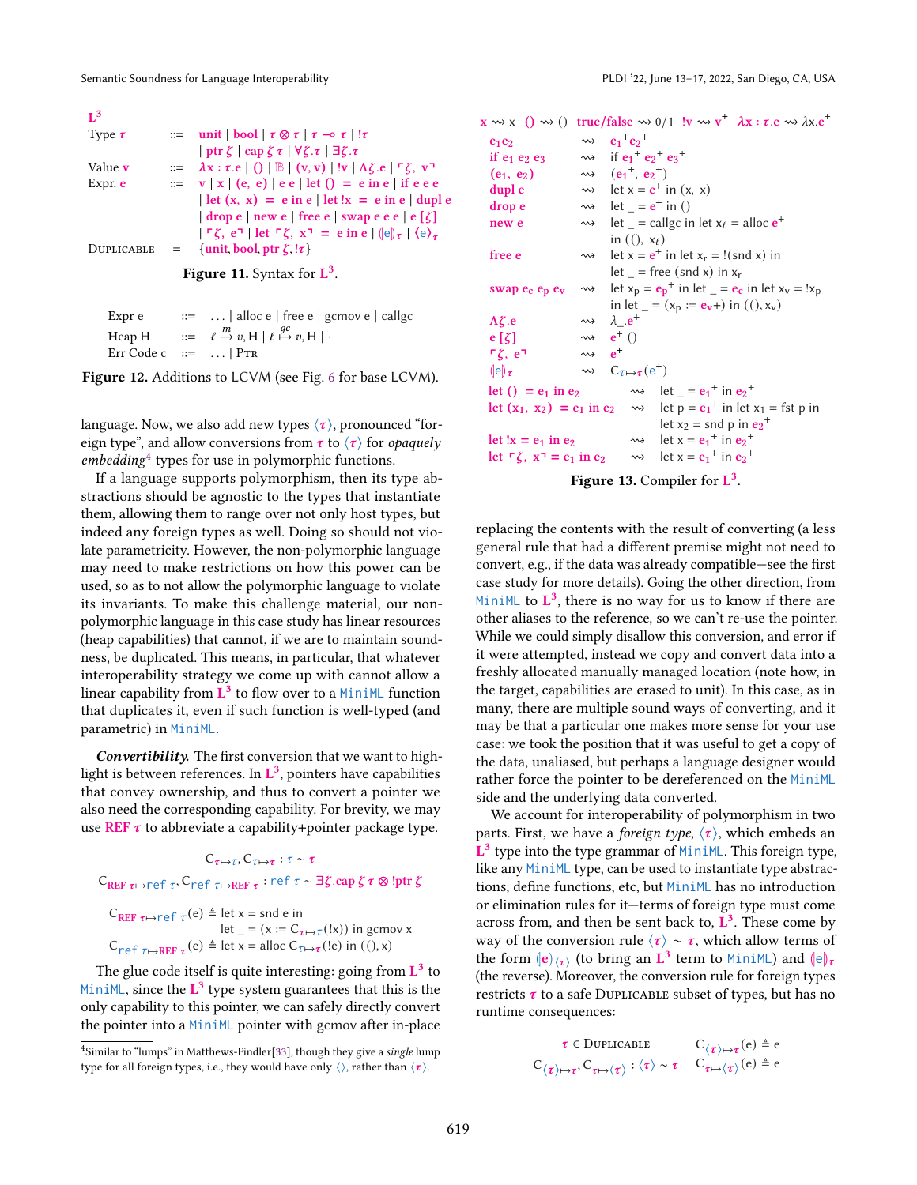$\mathbf{L^3}$

$$
\begin{array}{lll}
\text{Type } \tau & ::= & \text{unit} \mid \text{bool} \mid \tau \otimes \tau \mid \tau \multimap \tau \mid !\tau \\
& & \mid \text{ptr } \zeta \mid \text{cap } \zeta\ \tau \mid \forall \zeta.\tau \mid \exists \zeta.\tau \\
\text{Value } v & ::= & \lambda x : \tau.e \mid () \mid \mathbb{B} \mid (v, v) \mid !v \mid \Lambda \zeta.e \mid \ulcorner \zeta,\ v \urcorner \\
\text{Expr. } e & ::= & v \mid x \mid (e,\ e) \mid e\ e \mid \text{let } () = e \text{ in } e \mid \text{if } e\ e\ e \\
& & \mid \text{let } (x,\ x) = e \text{ in } e \mid \text{let } !x = e \text{ in } e \mid \text{dupl } e \\
& & \mid \text{drop } e \mid \text{new } e \mid \text{free } e \mid \text{swap } e\ e\ e \mid e\ [\zeta] \\
& & \mid \ulcorner \zeta,\ e \urcorner \mid \text{let } \ulcorner \zeta,\ x \urcorner = e \text{ in } e \mid (\!|e|\!)_\tau \mid \langle e \rangle_\tau \\
\textsc{Duplicable} & = & \{\text{unit}, \text{bool}, \text{ptr } \zeta, !\tau\}
\end{array}
$$

**Figure 11.** Syntax for $\mathbf{L^3}$.

$$
\begin{array}{lll}
\text{Expr } e & ::= & \ldots \mid \text{alloc } e \mid \text{free } e \mid \text{gcmov } e \mid \text{callgc} \\
\text{Heap } H & ::= & \ell \overset{m}{\mapsto} v, H \mid \ell \overset{gc}{\mapsto} v, H \mid \cdot \\
\text{Err Code } c & ::= & \ldots \mid \textsc{Ptr}
\end{array}
$$

**Figure 12.** Additions to LCVM (see Fig. 6 for base LCVM).

language. Now, we also add new types $\langle \tau \rangle$, pronounced "foreign type", and allow conversions from $\tau$ to $\langle \tau \rangle$ for *opaquely embedding*[4] types for use in polymorphic functions.

If a language supports polymorphism, then its type abstractions should be agnostic to the types that instantiate them, allowing them to range over not only host types, but indeed any foreign types as well. Doing so should not violate parametricity. However, the non-polymorphic language may need to make restrictions on how this power can be used, so as to not allow the polymorphic language to violate its invariants. To make this challenge material, our non-polymorphic language in this case study has linear resources (heap capabilities) that cannot, if we are to maintain soundness, be duplicated. This means, in particular, that whatever interoperability strategy we come up with cannot allow a linear capability from $\mathbf{L^3}$ to flow over to a MiniML function that duplicates it, even if such function is well-typed (and parametric) in MiniML.

***Convertibility.*** The first conversion that we want to highlight is between references. In $\mathbf{L^3}$, pointers have capabilities that convey ownership, and thus to convert a pointer we also need the corresponding capability. For brevity, we may use $\mathbf{REF}\ \tau$ to abbreviate a capability+pointer package type.

$$
\frac{C_{\tau \mapsto \tau}, C_{\tau \mapsto \tau} : \tau \sim \tau}{C_{\mathbf{REF}\ \tau \mapsto \mathtt{ref}\ \tau}, C_{\mathtt{ref}\ \tau \mapsto \mathbf{REF}\ \tau} : \mathtt{ref}\ \tau \sim \exists \zeta.\text{cap } \zeta\ \tau \otimes !\text{ptr } \zeta}
$$

$$
\begin{array}{l}
C_{\mathbf{REF}\ \tau \mapsto \mathtt{ref}\ \tau}(e) \triangleq \text{let } x = \text{snd } e \text{ in} \\
\qquad\qquad\qquad\qquad \text{let } \_ = (x := C_{\tau \mapsto \tau}(!x)) \text{ in gcmov } x \\
C_{\mathtt{ref}\ \tau \mapsto \mathbf{REF}\ \tau}(e) \triangleq \text{let } x = \text{alloc } C_{\tau \mapsto \tau}(!e) \text{ in } ((), x)
\end{array}
$$

The glue code itself is quite interesting: going from $\mathbf{L^3}$ to MiniML, since the $\mathbf{L^3}$ type system guarantees that this is the only capability to this pointer, we can safely directly convert the pointer into a MiniML pointer with gcmov after in-place

[4] Similar to "lumps" in Matthews-Findler[33], though they give a *single* lump type for all foreign types, i.e., they would have only $\langle \rangle$, rather than $\langle \tau \rangle$.

$$
x \rightsquigarrow x \quad () \rightsquigarrow () \quad \text{true/false} \rightsquigarrow 0/1 \quad !v \rightsquigarrow v^+ \quad \lambda x : \tau.e \rightsquigarrow \lambda x.e^+
$$

$$
\begin{array}{lll}
e_1 e_2 & \rightsquigarrow & e_1{}^+ e_2{}^+ \\
\text{if } e_1\ e_2\ e_3 & \rightsquigarrow & \text{if } e_1{}^+\ e_2{}^+\ e_3{}^+ \\
(e_1,\ e_2) & \rightsquigarrow & (e_1{}^+,\ e_2{}^+) \\
\text{dupl } e & \rightsquigarrow & \text{let } x = e^+ \text{ in } (x,\ x) \\
\text{drop } e & \rightsquigarrow & \text{let } \_ = e^+ \text{ in } () \\
\text{new } e & \rightsquigarrow & \text{let } \_ = \text{callgc in let } x_\ell = \text{alloc } e^+ \\
& & \text{in } ((),\ x_\ell) \\
\text{free } e & \rightsquigarrow & \text{let } x = e^+ \text{ in let } x_r = !(\text{snd } x) \text{ in} \\
& & \text{let } \_ = \text{free } (\text{snd } x) \text{ in } x_r \\
\text{swap } e_c\ e_p\ e_v & \rightsquigarrow & \text{let } x_p = e_p{}^+ \text{ in let } \_ = e_c \text{ in let } x_v = !x_p \\
& & \text{in let } \_ = (x_p := e_v{+}) \text{ in } ((), x_v) \\
\Lambda \zeta.e & \rightsquigarrow & \lambda \_.e^+ \\
e\ [\zeta] & \rightsquigarrow & e^+\ () \\
\ulcorner \zeta,\ e \urcorner & \rightsquigarrow & e^+ \\
(\!|e|\!)_\tau & \rightsquigarrow & C_{\tau \mapsto \tau}(e^+) \\
\text{let } () = e_1 \text{ in } e_2 & \rightsquigarrow & \text{let } \_ = e_1{}^+ \text{ in } e_2{}^+ \\
\text{let } (x_1,\ x_2) = e_1 \text{ in } e_2 & \rightsquigarrow & \text{let } p = e_1{}^+ \text{ in let } x_1 = \text{fst } p \text{ in} \\
& & \text{let } x_2 = \text{snd } p \text{ in } e_2{}^+ \\
\text{let } !x = e_1 \text{ in } e_2 & \rightsquigarrow & \text{let } x = e_1{}^+ \text{ in } e_2{}^+ \\
\text{let } \ulcorner \zeta,\ x \urcorner = e_1 \text{ in } e_2 & \rightsquigarrow & \text{let } x = e_1{}^+ \text{ in } e_2{}^+
\end{array}
$$

**Figure 13.** Compiler for $\mathbf{L^3}$.

replacing the contents with the result of converting (a less general rule that had a different premise might not need to convert, e.g., if the data was already compatible—see the first case study for more details). Going the other direction, from MiniML to $\mathbf{L^3}$, there is no way for us to know if there are other aliases to the reference, so we can't re-use the pointer. While we could simply disallow this conversion, and error if it were attempted, instead we copy and convert data into a freshly allocated manually managed location (note how, in the target, capabilities are erased to unit). In this case, as in many, there are multiple sound ways of converting, and it may be that a particular one makes more sense for your use case: we took the position that it was useful to get a copy of the data, unaliased, but perhaps a language designer would rather force the pointer to be dereferenced on the MiniML side and the underlying data converted.

We account for interoperability of polymorphism in two parts. First, we have a *foreign type*, $\langle \tau \rangle$, which embeds an $\mathbf{L^3}$ type into the type grammar of MiniML. This foreign type, like any MiniML type, can be used to instantiate type abstractions, define functions, etc, but MiniML has no introduction or elimination rules for it—terms of foreign type must come across from, and then be sent back to, $\mathbf{L^3}$. These come by way of the conversion rule $\langle \tau \rangle \sim \tau$, which allow terms of the form $(\!|e|\!)_{\langle \tau \rangle}$ (to bring an $\mathbf{L^3}$ term to MiniML) and $(\!|e|\!)_\tau$ (the reverse). Moreover, the conversion rule for foreign types restricts $\tau$ to a safe $\textsc{Duplicable}$ subset of types, but has no runtime consequences:

$$
\frac{\tau \in \textsc{Duplicable}}{C_{\langle \tau \rangle \mapsto \tau}, C_{\tau \mapsto \langle \tau \rangle} : \langle \tau \rangle \sim \tau}
\qquad
\begin{array}{l}
C_{\langle \tau \rangle \mapsto \tau}(e) \triangleq e \\
C_{\tau \mapsto \langle \tau \rangle}(e) \triangleq e
\end{array}
$$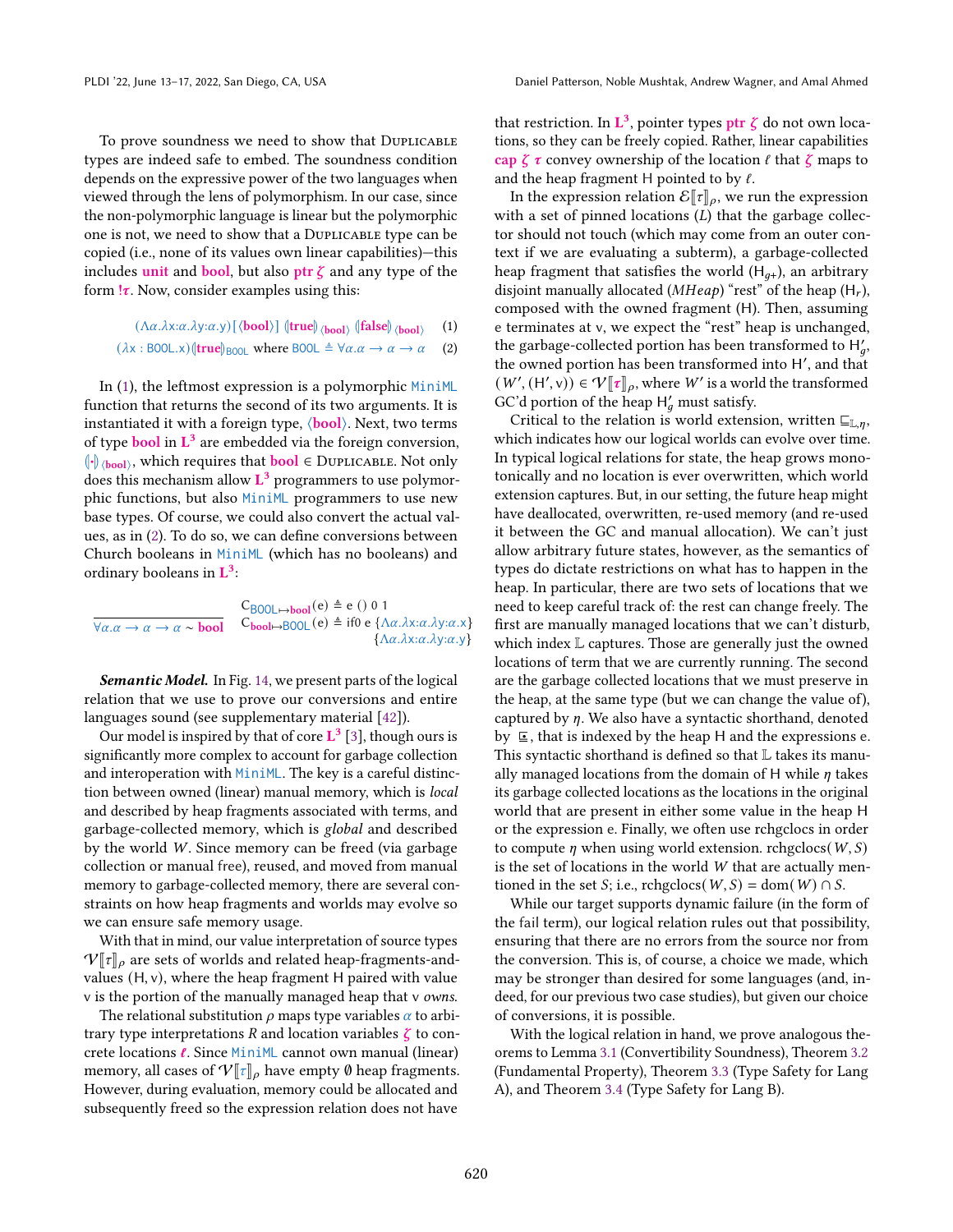To prove soundness we need to show that Duplicable types are indeed safe to embed. The soundness condition depends on the expressive power of the two languages when viewed through the lens of polymorphism. In our case, since the non-polymorphic language is linear but the polymorphic one is not, we need to show that a Duplicable type can be copied (i.e., none of its values own linear capabilities)—this includes **unit** and **bool**, but also **ptr** $\zeta$ and any type of the form $!\tau$. Now, consider examples using this:

$$(\Lambda\alpha.\lambda x{:}\alpha.\lambda y{:}\alpha.y)[\langle \mathbf{bool}\rangle]\ (\!|\mathbf{true}|\!)_{\langle \mathbf{bool}\rangle}\ (\!|\mathbf{false}|\!)_{\langle \mathbf{bool}\rangle} \quad (1)$$

$$(\lambda x : \mathsf{BOOL}.x)(\!|\mathbf{true}|\!)_{\mathsf{BOOL}} \text{ where } \mathsf{BOOL} \triangleq \forall\alpha.\alpha \to \alpha \to \alpha \quad (2)$$

In (1), the leftmost expression is a polymorphic MiniML function that returns the second of its two arguments. It is instantiated it with a foreign type, $\langle \mathbf{bool}\rangle$. Next, two terms of type **bool** in $\mathbf{L^3}$ are embedded via the foreign conversion, $(\!|\cdot|\!)_{\langle \mathbf{bool}\rangle}$, which requires that **bool** $\in$ Duplicable. Not only does this mechanism allow $\mathbf{L^3}$ programmers to use polymorphic functions, but also MiniML programmers to use new base types. Of course, we could also convert the actual values, as in (2). To do so, we can define conversions between Church booleans in MiniML (which has no booleans) and ordinary booleans in $\mathbf{L^3}$:

$$\frac{}{\forall\alpha.\alpha \to \alpha \to \alpha \sim \mathbf{bool}} \quad \begin{array}{l} C_{\mathsf{BOOL}\mapsto\mathbf{bool}}(e) \triangleq e\ ()\ 0\ 1 \\ C_{\mathbf{bool}\mapsto\mathsf{BOOL}}(e) \triangleq \text{if0 } e\ \{\Lambda\alpha.\lambda x{:}\alpha.\lambda y{:}\alpha.x\} \\ \qquad\qquad\qquad\qquad\qquad \{\Lambda\alpha.\lambda x{:}\alpha.\lambda y{:}\alpha.y\} \end{array}$$

***Semantic Model.*** In Fig. 14, we present parts of the logical relation that we use to prove our conversions and entire languages sound (see supplementary material [42]).

Our model is inspired by that of core $\mathbf{L^3}$ [3], though ours is significantly more complex to account for garbage collection and interoperation with MiniML. The key is a careful distinction between owned (linear) manual memory, which is *local* and described by heap fragments associated with terms, and garbage-collected memory, which is *global* and described by the world $W$. Since memory can be freed (via garbage collection or manual free), reused, and moved from manual memory to garbage-collected memory, there are several constraints on how heap fragments and worlds may evolve so we can ensure safe memory usage.

With that in mind, our value interpretation of source types $\mathcal{V}[\![\tau]\!]_\rho$ are sets of worlds and related heap-fragments-and-values $(\mathrm{H}, \mathrm{v})$, where the heap fragment H paired with value v is the portion of the manually managed heap that v *owns*.

The relational substitution $\rho$ maps type variables $\alpha$ to arbitrary type interpretations $R$ and location variables $\zeta$ to concrete locations $\ell$. Since MiniML cannot own manual (linear) memory, all cases of $\mathcal{V}[\![\tau]\!]_\rho$ have empty $\emptyset$ heap fragments. However, during evaluation, memory could be allocated and subsequently freed so the expression relation does not have that restriction. In $\mathbf{L^3}$, pointer types **ptr** $\zeta$ do not own locations, so they can be freely copied. Rather, linear capabilities **cap** $\zeta$ $\tau$ convey ownership of the location $\ell$ that $\zeta$ maps to and the heap fragment H pointed to by $\ell$.

In the expression relation $\mathcal{E}[\![\tau]\!]_\rho$, we run the expression with a set of pinned locations ($L$) that the garbage collector should not touch (which may come from an outer context if we are evaluating a subterm), a garbage-collected heap fragment that satisfies the world ($\mathrm{H}_{g+}$), an arbitrary disjoint manually allocated (*MHeap*) "rest" of the heap ($\mathrm{H}_r$), composed with the owned fragment (H). Then, assuming e terminates at v, we expect the "rest" heap is unchanged, the garbage-collected portion has been transformed to $\mathrm{H}'_g$, the owned portion has been transformed into $\mathrm{H}'$, and that $(W', (\mathrm{H}', \mathrm{v})) \in \mathcal{V}[\![\tau]\!]_\rho$, where $W'$ is a world the transformed GC'd portion of the heap $\mathrm{H}'_g$ must satisfy.

Critical to the relation is world extension, written $\sqsubseteq_{\mathbb{L},\eta}$, which indicates how our logical worlds can evolve over time. In typical logical relations for state, the heap grows monotonically and no location is ever overwritten, which world extension captures. But, in our setting, the future heap might have deallocated, overwritten, re-used memory (and re-used it between the GC and manual allocation). We can't just allow arbitrary future states, however, as the semantics of types do dictate restrictions on what has to happen in the heap. In particular, there are two sets of locations that we need to keep careful track of: the rest can change freely. The first are manually managed locations that we can't disturb, which index $\mathbb{L}$ captures. Those are generally just the owned locations of term that we are currently running. The second are the garbage collected locations that we must preserve in the heap, at the same type (but we can change the value of), captured by $\eta$. We also have a syntactic shorthand, denoted by $\sqsubseteq$, that is indexed by the heap H and the expressions e. This syntactic shorthand is defined so that $\mathbb{L}$ takes its manually managed locations from the domain of H while $\eta$ takes its garbage collected locations as the locations in the original world that are present in either some value in the heap H or the expression e. Finally, we often use rchgclocs in order to compute $\eta$ when using world extension. rchgclocs$(W, S)$ is the set of locations in the world $W$ that are actually mentioned in the set $S$; i.e., rchgclocs$(W, S) = \mathrm{dom}(W) \cap S$.

While our target supports dynamic failure (in the form of the fail term), our logical relation rules out that possibility, ensuring that there are no errors from the source nor from the conversion. This is, of course, a choice we made, which may be stronger than desired for some languages (and, indeed, for our previous two case studies), but given our choice of conversions, it is possible.

With the logical relation in hand, we prove analogous theorems to Lemma 3.1 (Convertibility Soundness), Theorem 3.2 (Fundamental Property), Theorem 3.3 (Type Safety for Lang A), and Theorem 3.4 (Type Safety for Lang B).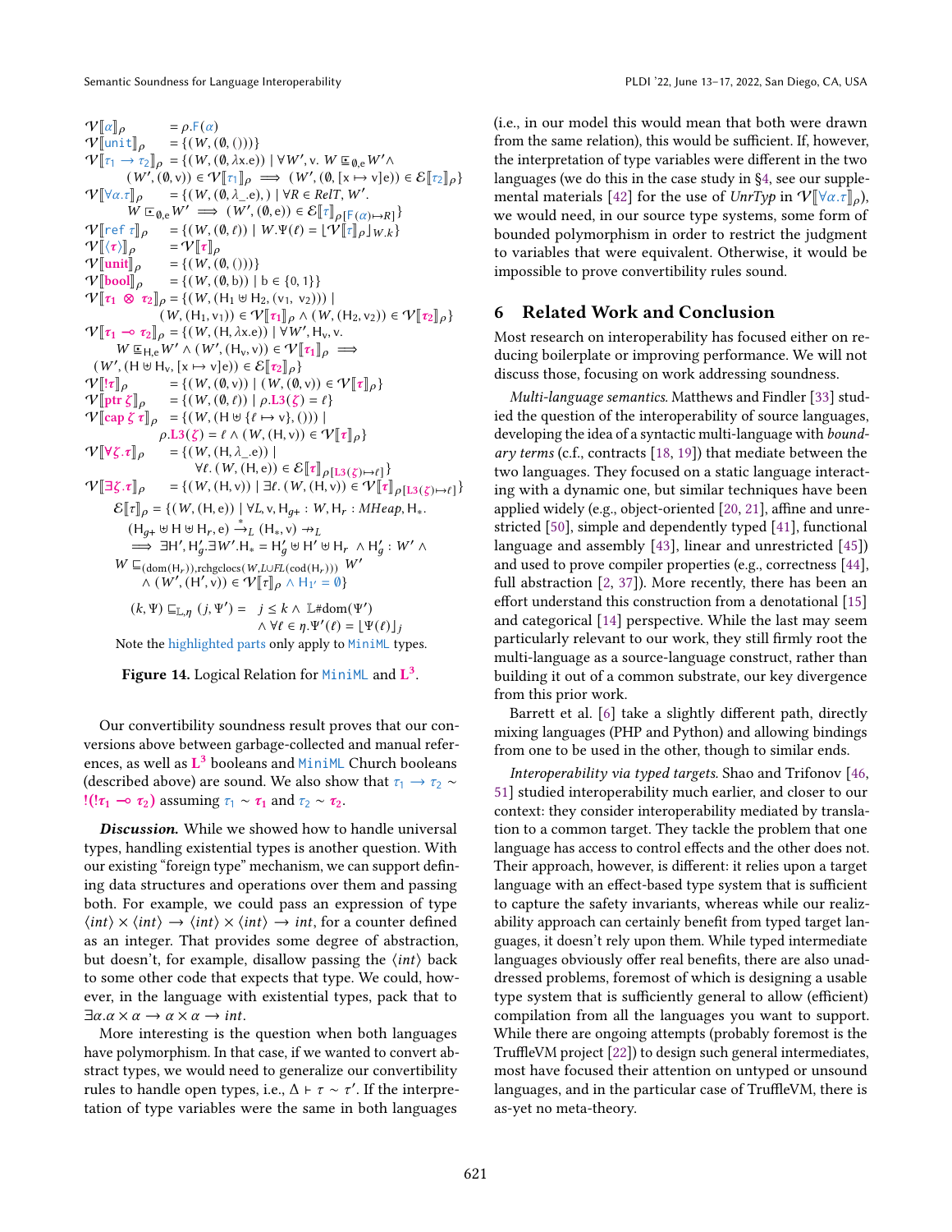$$
\begin{aligned}
\mathcal{V}[\![\alpha]\!]_\rho &= \rho.\mathsf{F}(\alpha)\\
\mathcal{V}[\![\mathsf{unit}]\!]_\rho &= \{(W,(\emptyset,()))\}\\
\mathcal{V}[\![\tau_1 \to \tau_2]\!]_\rho &= \{(W,(\emptyset,\lambda x.e)) \mid \forall W', v.\ W \sqsubseteq_{\emptyset,e} W' \wedge\\
&\quad (W',(\emptyset,v)) \in \mathcal{V}[\![\tau_1]\!]_\rho \implies (W',(\emptyset,[x\mapsto v]e)) \in \mathcal{E}[\![\tau_2]\!]_\rho\}\\
\mathcal{V}[\![\forall\alpha.\tau]\!]_\rho &= \{(W,(\emptyset,\lambda\_.e),) \mid \forall R \in \mathit{RelT}, W'.\\
&\quad W \sqsubseteq_{\emptyset,e} W' \implies (W',(\emptyset,e)) \in \mathcal{E}[\![\tau]\!]_{\rho[\mathsf{F}(\alpha)\mapsto R]}\}\\
\mathcal{V}[\![\mathsf{ref}\ \tau]\!]_\rho &= \{(W,(\emptyset,\ell)) \mid W.\Psi(\ell) = \lfloor \mathcal{V}[\![\tau]\!]_\rho \rfloor_{W.k}\}\\
\mathcal{V}[\![\langle\boldsymbol{\tau}\rangle]\!]_\rho &= \mathcal{V}[\![\boldsymbol{\tau}]\!]_\rho\\
\mathcal{V}[\![\mathbf{unit}]\!]_\rho &= \{(W,(\emptyset,()))\}\\
\mathcal{V}[\![\mathbf{bool}]\!]_\rho &= \{(W,(\emptyset,b)) \mid b \in \{0,1\}\}\\
\mathcal{V}[\![\boldsymbol{\tau_1} \otimes \boldsymbol{\tau_2}]\!]_\rho &= \{(W,(H_1 \uplus H_2,(v_1,v_2))) \mid\\
&\quad (W,(H_1,v_1)) \in \mathcal{V}[\![\boldsymbol{\tau_1}]\!]_\rho \wedge (W,(H_2,v_2)) \in \mathcal{V}[\![\boldsymbol{\tau_2}]\!]_\rho\}\\
\mathcal{V}[\![\boldsymbol{\tau_1} \multimap \boldsymbol{\tau_2}]\!]_\rho &= \{(W,(H,\lambda x.e)) \mid \forall W', H_v, v.\\
&\quad W \sqsubseteq_{H,e} W' \wedge (W',(H_v,v)) \in \mathcal{V}[\![\boldsymbol{\tau_1}]\!]_\rho \implies\\
&\quad (W',(H \uplus H_v,[x\mapsto v]e)) \in \mathcal{E}[\![\boldsymbol{\tau_2}]\!]_\rho\}\\
\mathcal{V}[\![!\boldsymbol{\tau}]\!]_\rho &= \{(W,(\emptyset,v)) \mid (W,(\emptyset,v)) \in \mathcal{V}[\![\boldsymbol{\tau}]\!]_\rho\}\\
\mathcal{V}[\![\mathbf{ptr}\ \zeta]\!]_\rho &= \{(W,(\emptyset,\ell)) \mid \rho.\mathbf{L3}(\zeta) = \ell\}\\
\mathcal{V}[\![\mathbf{cap}\ \zeta\ \boldsymbol{\tau}]\!]_\rho &= \{(W,(H \uplus \{\ell\mapsto v\},())) \mid\\
&\quad \rho.\mathbf{L3}(\zeta) = \ell \wedge (W,(H,v)) \in \mathcal{V}[\![\boldsymbol{\tau}]\!]_\rho\}\\
\mathcal{V}[\![\forall\zeta.\boldsymbol{\tau}]\!]_\rho &= \{(W,(H,\lambda\_.e)) \mid\\
&\quad \forall\ell.\ (W,(H,e)) \in \mathcal{E}[\![\boldsymbol{\tau}]\!]_{\rho[\mathbf{L3}(\zeta)\mapsto\ell]}\}\\
\mathcal{V}[\![\exists\zeta.\boldsymbol{\tau}]\!]_\rho &= \{(W,(H,v)) \mid \exists\ell.\ (W,(H,v)) \in \mathcal{V}[\![\boldsymbol{\tau}]\!]_{\rho[\mathbf{L3}(\zeta)\mapsto\ell]}\}
\end{aligned}
$$

$$
\begin{aligned}
\mathcal{E}[\![\tau]\!]_\rho = \{(W,(H,e)) \mid\ & \forall L, v, H_{g+} : W, H_r : \mathit{MHeap}, H_*.\\
& (H_{g+} \uplus H \uplus H_r, e) \xrightarrow{*}_L (H_*, v) \nrightarrow_L\\
& \implies \exists H', H'_g.\exists W'.H_* = H'_g \uplus H' \uplus H_r \wedge H'_g : W' \wedge\\
& W \sqsubseteq_{(\mathrm{dom}(H_r)),\mathrm{rchgclocs}(W,L\cup FL(\mathrm{cod}(H_r)))} W'\\
& \wedge (W',(H',v)) \in \mathcal{V}[\![\tau]\!]_\rho \wedge H_{1'} = \emptyset\}
\end{aligned}
$$

$$
(k,\Psi) \sqsubseteq_{\mathbb{L},\eta} (j,\Psi') = \quad j \le k \wedge \mathbb{L}\#\mathrm{dom}(\Psi') \wedge \forall \ell \in \eta.\Psi'(\ell) = \lfloor \Psi(\ell) \rfloor_j
$$

Note the highlighted parts only apply to MiniML types.

**Figure 14.** Logical Relation for MiniML and $\mathbf{L^3}$.

Our convertibility soundness result proves that our conversions above between garbage-collected and manual references, as well as $\mathbf{L^3}$ booleans and MiniML Church booleans (described above) are sound. We also show that $\tau_1 \to \tau_2 \sim\ !(!\boldsymbol{\tau_1} \multimap \boldsymbol{\tau_2})$ assuming $\tau_1 \sim \boldsymbol{\tau_1}$ and $\tau_2 \sim \boldsymbol{\tau_2}$.

***Discussion.*** While we showed how to handle universal types, handling existential types is another question. With our existing "foreign type" mechanism, we can support defining data structures and operations over them and passing both. For example, we could pass an expression of type $\langle int\rangle \times \langle int\rangle \to \langle int\rangle \times \langle int\rangle \to int$, for a counter defined as an integer. That provides some degree of abstraction, but doesn't, for example, disallow passing the $\langle int\rangle$ back to some other code that expects that type. We could, however, in the language with existential types, pack that to $\exists\alpha.\alpha \times \alpha \to \alpha \times \alpha \to int$.

More interesting is the question when both languages have polymorphism. In that case, if we wanted to convert abstract types, we would need to generalize our convertibility rules to handle open types, i.e., $\Delta \vdash \tau \sim \tau'$. If the interpretation of type variables were the same in both languages (i.e., in our model this would mean that both were drawn from the same relation), this would be sufficient. If, however, the interpretation of type variables were different in the two languages (we do this in the case study in §4, see our supplemental materials [42] for the use of *UnrTyp* in $\mathcal{V}[\![\forall\alpha.\tau]\!]_\rho$), we would need, in our source type systems, some form of bounded polymorphism in order to restrict the judgment to variables that were equivalent. Otherwise, it would be impossible to prove convertibility rules sound.

# 6 Related Work and Conclusion

Most research on interoperability has focused either on reducing boilerplate or improving performance. We will not discuss those, focusing on work addressing soundness.

*Multi-language semantics.* Matthews and Findler [33] studied the question of the interoperability of source languages, developing the idea of a syntactic multi-language with *boundary terms* (c.f., contracts [18, 19]) that mediate between the two languages. They focused on a static language interacting with a dynamic one, but similar techniques have been applied widely (e.g., object-oriented [20, 21], affine and unrestricted [50], simple and dependently typed [41], functional language and assembly [43], linear and unrestricted [45]) and used to prove compiler properties (e.g., correctness [44], full abstraction [2, 37]). More recently, there has been an effort understand this construction from a denotational [15] and categorical [14] perspective. While the last may seem particularly relevant to our work, they still firmly root the multi-language as a source-language construct, rather than building it out of a common substrate, our key divergence from this prior work.

Barrett et al. [6] take a slightly different path, directly mixing languages (PHP and Python) and allowing bindings from one to be used in the other, though to similar ends.

*Interoperability via typed targets.* Shao and Trifonov [46, 51] studied interoperability much earlier, and closer to our context: they consider interoperability mediated by translation to a common target. They tackle the problem that one language has access to control effects and the other does not. Their approach, however, is different: it relies upon a target language with an effect-based type system that is sufficient to capture the safety invariants, whereas while our realizability approach can certainly benefit from typed target languages, it doesn't rely upon them. While typed intermediate languages obviously offer real benefits, there are also unaddressed problems, foremost of which is designing a usable type system that is sufficiently general to allow (efficient) compilation from all the languages you want to support. While there are ongoing attempts (probably foremost is the TruffleVM project [22]) to design such general intermediates, most have focused their attention on untyped or unsound languages, and in the particular case of TruffleVM, there is as-yet no meta-theory.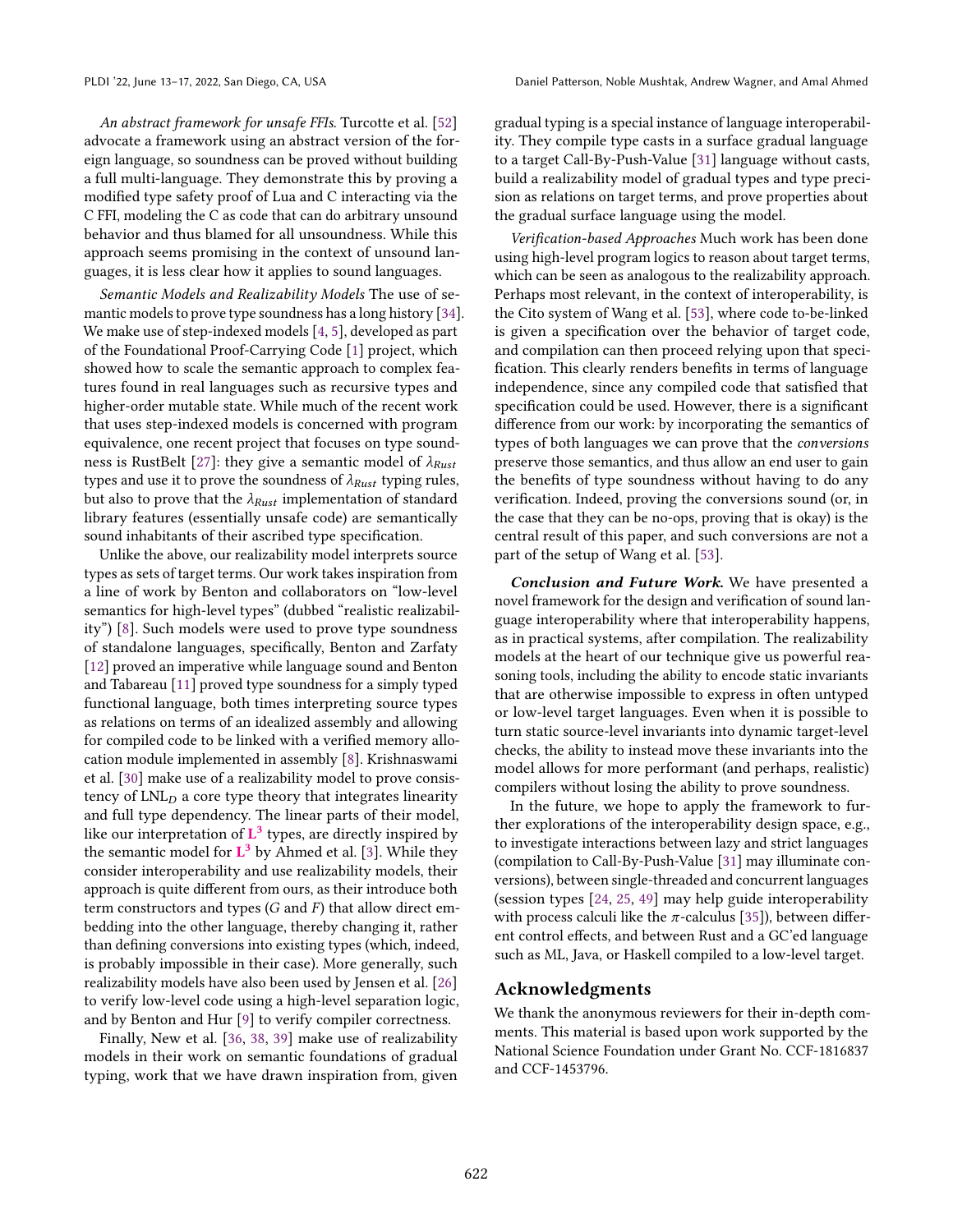*An abstract framework for unsafe FFIs.* Turcotte et al. [52] advocate a framework using an abstract version of the foreign language, so soundness can be proved without building a full multi-language. They demonstrate this by proving a modified type safety proof of Lua and C interacting via the C FFI, modeling the C as code that can do arbitrary unsound behavior and thus blamed for all unsoundness. While this approach seems promising in the context of unsound languages, it is less clear how it applies to sound languages.

*Semantic Models and Realizability Models* The use of semantic models to prove type soundness has a long history [34]. We make use of step-indexed models [4, 5], developed as part of the Foundational Proof-Carrying Code [1] project, which showed how to scale the semantic approach to complex features found in real languages such as recursive types and higher-order mutable state. While much of the recent work that uses step-indexed models is concerned with program equivalence, one recent project that focuses on type soundness is RustBelt [27]: they give a semantic model of $\lambda_{Rust}$ types and use it to prove the soundness of $\lambda_{Rust}$ typing rules, but also to prove that the $\lambda_{Rust}$ implementation of standard library features (essentially unsafe code) are semantically sound inhabitants of their ascribed type specification.

Unlike the above, our realizability model interprets source types as sets of target terms. Our work takes inspiration from a line of work by Benton and collaborators on "low-level semantics for high-level types" (dubbed "realistic realizability") [8]. Such models were used to prove type soundness of standalone languages, specifically, Benton and Zarfaty [12] proved an imperative while language sound and Benton and Tabareau [11] proved type soundness for a simply typed functional language, both times interpreting source types as relations on terms of an idealized assembly and allowing for compiled code to be linked with a verified memory allocation module implemented in assembly [8]. Krishnaswami et al. [30] make use of a realizability model to prove consistency of $\mathrm{LNL}_D$ a core type theory that integrates linearity and full type dependency. The linear parts of their model, like our interpretation of $\mathbf{L}^3$ types, are directly inspired by the semantic model for $\mathbf{L}^3$ by Ahmed et al. [3]. While they consider interoperability and use realizability models, their approach is quite different from ours, as their introduce both term constructors and types ($G$ and $F$) that allow direct embedding into the other language, thereby changing it, rather than defining conversions into existing types (which, indeed, is probably impossible in their case). More generally, such realizability models have also been used by Jensen et al. [26] to verify low-level code using a high-level separation logic, and by Benton and Hur [9] to verify compiler correctness.

Finally, New et al. [36, 38, 39] make use of realizability models in their work on semantic foundations of gradual typing, work that we have drawn inspiration from, given gradual typing is a special instance of language interoperability. They compile type casts in a surface gradual language to a target Call-By-Push-Value [31] language without casts, build a realizability model of gradual types and type precision as relations on target terms, and prove properties about the gradual surface language using the model.

*Verification-based Approaches* Much work has been done using high-level program logics to reason about target terms, which can be seen as analogous to the realizability approach. Perhaps most relevant, in the context of interoperability, is the Cito system of Wang et al. [53], where code to-be-linked is given a specification over the behavior of target code, and compilation can then proceed relying upon that specification. This clearly renders benefits in terms of language independence, since any compiled code that satisfied that specification could be used. However, there is a significant difference from our work: by incorporating the semantics of types of both languages we can prove that the *conversions* preserve those semantics, and thus allow an end user to gain the benefits of type soundness without having to do any verification. Indeed, proving the conversions sound (or, in the case that they can be no-ops, proving that is okay) is the central result of this paper, and such conversions are not a part of the setup of Wang et al. [53].

***Conclusion and Future Work.*** We have presented a novel framework for the design and verification of sound language interoperability where that interoperability happens, as in practical systems, after compilation. The realizability models at the heart of our technique give us powerful reasoning tools, including the ability to encode static invariants that are otherwise impossible to express in often untyped or low-level target languages. Even when it is possible to turn static source-level invariants into dynamic target-level checks, the ability to instead move these invariants into the model allows for more performant (and perhaps, realistic) compilers without losing the ability to prove soundness.

In the future, we hope to apply the framework to further explorations of the interoperability design space, e.g., to investigate interactions between lazy and strict languages (compilation to Call-By-Push-Value [31] may illuminate conversions), between single-threaded and concurrent languages (session types [24, 25, 49] may help guide interoperability with process calculi like the $\pi$-calculus [35]), between different control effects, and between Rust and a GC'ed language such as ML, Java, or Haskell compiled to a low-level target.

## Acknowledgments

We thank the anonymous reviewers for their in-depth comments. This material is based upon work supported by the National Science Foundation under Grant No. CCF-1816837 and CCF-1453796.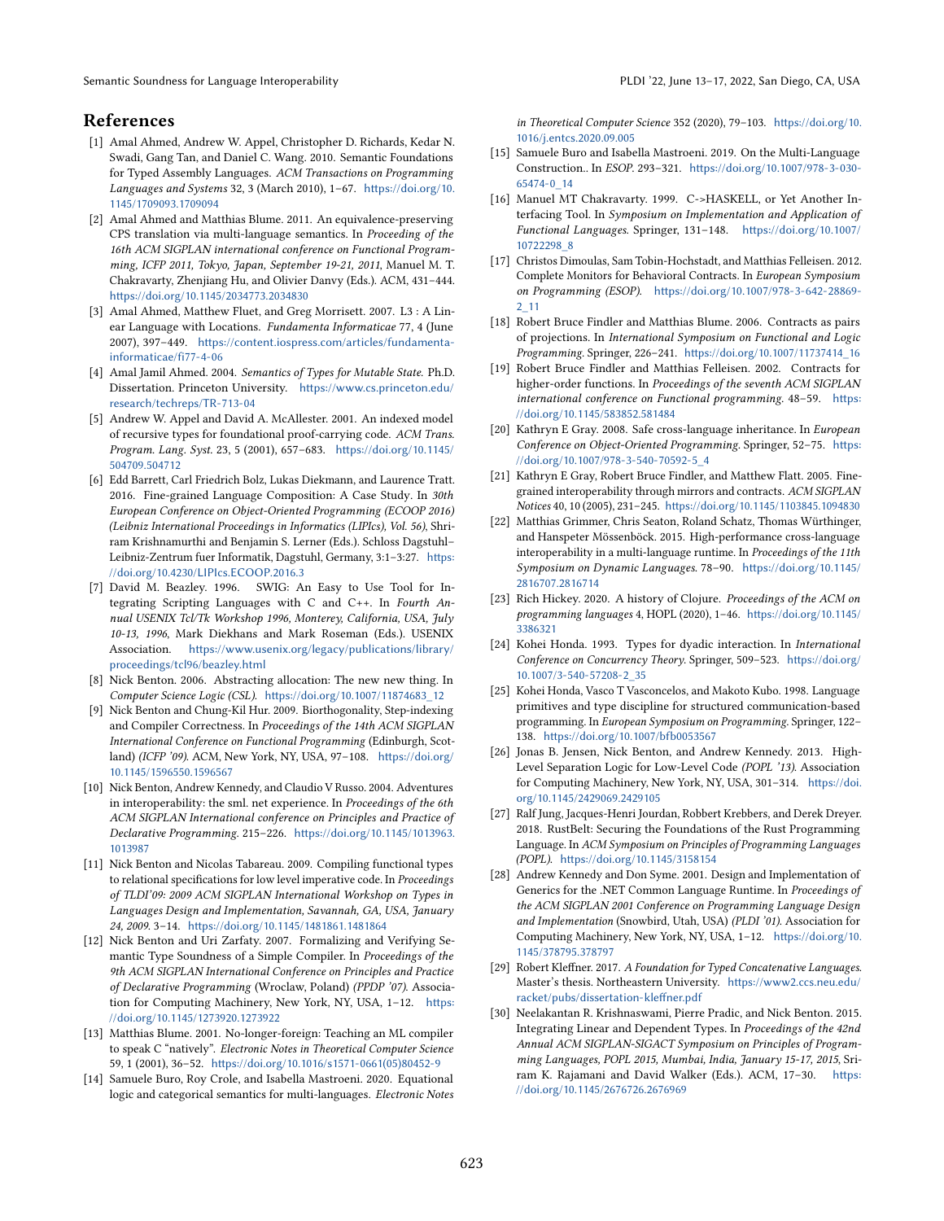# References

[1] Amal Ahmed, Andrew W. Appel, Christopher D. Richards, Kedar N. Swadi, Gang Tan, and Daniel C. Wang. 2010. Semantic Foundations for Typed Assembly Languages. *ACM Transactions on Programming Languages and Systems* 32, 3 (March 2010), 1–67. https://doi.org/10.1145/1709093.1709094

[2] Amal Ahmed and Matthias Blume. 2011. An equivalence-preserving CPS translation via multi-language semantics. In *Proceeding of the 16th ACM SIGPLAN international conference on Functional Programming, ICFP 2011, Tokyo, Japan, September 19-21, 2011*, Manuel M. T. Chakravarty, Zhenjiang Hu, and Olivier Danvy (Eds.). ACM, 431–444. https://doi.org/10.1145/2034773.2034830

[3] Amal Ahmed, Matthew Fluet, and Greg Morrisett. 2007. L3 : A Linear Language with Locations. *Fundamenta Informaticae* 77, 4 (June 2007), 397–449. https://content.iospress.com/articles/fundamenta-informaticae/fi77-4-06

[4] Amal Jamil Ahmed. 2004. *Semantics of Types for Mutable State.* Ph.D. Dissertation. Princeton University. https://www.cs.princeton.edu/research/techreps/TR-713-04

[5] Andrew W. Appel and David A. McAllester. 2001. An indexed model of recursive types for foundational proof-carrying code. *ACM Trans. Program. Lang. Syst.* 23, 5 (2001), 657–683. https://doi.org/10.1145/504709.504712

[6] Edd Barrett, Carl Friedrich Bolz, Lukas Diekmann, and Laurence Tratt. 2016. Fine-grained Language Composition: A Case Study. In *30th European Conference on Object-Oriented Programming (ECOOP 2016) (Leibniz International Proceedings in Informatics (LIPIcs), Vol. 56)*, Shriram Krishnamurthi and Benjamin S. Lerner (Eds.). Schloss Dagstuhl–Leibniz-Zentrum fuer Informatik, Dagstuhl, Germany, 3:1–3:27. https://doi.org/10.4230/LIPIcs.ECOOP.2016.3

[7] David M. Beazley. 1996. SWIG: An Easy to Use Tool for Integrating Scripting Languages with C and C++. In *Fourth Annual USENIX Tcl/Tk Workshop 1996, Monterey, California, USA, July 10-13, 1996*, Mark Diekhans and Mark Roseman (Eds.). USENIX Association. https://www.usenix.org/legacy/publications/library/proceedings/tcl96/beazley.html

[8] Nick Benton. 2006. Abstracting allocation: The new new thing. In *Computer Science Logic (CSL)*. https://doi.org/10.1007/11874683_12

[9] Nick Benton and Chung-Kil Hur. 2009. Biorthogonality, Step-indexing and Compiler Correctness. In *Proceedings of the 14th ACM SIGPLAN International Conference on Functional Programming* (Edinburgh, Scotland) *(ICFP '09)*. ACM, New York, NY, USA, 97–108. https://doi.org/10.1145/1596550.1596567

[10] Nick Benton, Andrew Kennedy, and Claudio V Russo. 2004. Adventures in interoperability: the sml. net experience. In *Proceedings of the 6th ACM SIGPLAN International conference on Principles and Practice of Declarative Programming*. 215–226. https://doi.org/10.1145/1013963.1013987

[11] Nick Benton and Nicolas Tabareau. 2009. Compiling functional types to relational specifications for low level imperative code. In *Proceedings of TLDI'09: 2009 ACM SIGPLAN International Workshop on Types in Languages Design and Implementation, Savannah, GA, USA, January 24, 2009*. 3–14. https://doi.org/10.1145/1481861.1481864

[12] Nick Benton and Uri Zarfaty. 2007. Formalizing and Verifying Semantic Type Soundness of a Simple Compiler. In *Proceedings of the 9th ACM SIGPLAN International Conference on Principles and Practice of Declarative Programming* (Wroclaw, Poland) *(PPDP '07)*. Association for Computing Machinery, New York, NY, USA, 1–12. https://doi.org/10.1145/1273920.1273922

[13] Matthias Blume. 2001. No-longer-foreign: Teaching an ML compiler to speak C "natively". *Electronic Notes in Theoretical Computer Science* 59, 1 (2001), 36–52. https://doi.org/10.1016/s1571-0661(05)80452-9

[14] Samuele Buro, Roy Crole, and Isabella Mastroeni. 2020. Equational logic and categorical semantics for multi-languages. *Electronic Notes in Theoretical Computer Science* 352 (2020), 79–103. https://doi.org/10.1016/j.entcs.2020.09.005

[15] Samuele Buro and Isabella Mastroeni. 2019. On the Multi-Language Construction.. In *ESOP*. 293–321. https://doi.org/10.1007/978-3-030-65474-0_14

[16] Manuel MT Chakravarty. 1999. C->HASKELL, or Yet Another Interfacing Tool. In *Symposium on Implementation and Application of Functional Languages*. Springer, 131–148. https://doi.org/10.1007/10722298_8

[17] Christos Dimoulas, Sam Tobin-Hochstadt, and Matthias Felleisen. 2012. Complete Monitors for Behavioral Contracts. In *European Symposium on Programming (ESOP)*. https://doi.org/10.1007/978-3-642-28869-2_11

[18] Robert Bruce Findler and Matthias Blume. 2006. Contracts as pairs of projections. In *International Symposium on Functional and Logic Programming*. Springer, 226–241. https://doi.org/10.1007/11737414_16

[19] Robert Bruce Findler and Matthias Felleisen. 2002. Contracts for higher-order functions. In *Proceedings of the seventh ACM SIGPLAN international conference on Functional programming*. 48–59. https://doi.org/10.1145/583852.581484

[20] Kathryn E Gray. 2008. Safe cross-language inheritance. In *European Conference on Object-Oriented Programming*. Springer, 52–75. https://doi.org/10.1007/978-3-540-70592-5_4

[21] Kathryn E Gray, Robert Bruce Findler, and Matthew Flatt. 2005. Fine-grained interoperability through mirrors and contracts. *ACM SIGPLAN Notices* 40, 10 (2005), 231–245. https://doi.org/10.1145/1103845.1094830

[22] Matthias Grimmer, Chris Seaton, Roland Schatz, Thomas Würthinger, and Hanspeter Mössenböck. 2015. High-performance cross-language interoperability in a multi-language runtime. In *Proceedings of the 11th Symposium on Dynamic Languages*. 78–90. https://doi.org/10.1145/2816707.2816714

[23] Rich Hickey. 2020. A history of Clojure. *Proceedings of the ACM on programming languages* 4, HOPL (2020), 1–46. https://doi.org/10.1145/3386321

[24] Kohei Honda. 1993. Types for dyadic interaction. In *International Conference on Concurrency Theory*. Springer, 509–523. https://doi.org/10.1007/3-540-57208-2_35

[25] Kohei Honda, Vasco T Vasconcelos, and Makoto Kubo. 1998. Language primitives and type discipline for structured communication-based programming. In *European Symposium on Programming*. Springer, 122–138. https://doi.org/10.1007/bfb0053567

[26] Jonas B. Jensen, Nick Benton, and Andrew Kennedy. 2013. High-Level Separation Logic for Low-Level Code *(POPL '13)*. Association for Computing Machinery, New York, NY, USA, 301–314. https://doi.org/10.1145/2429069.2429105

[27] Ralf Jung, Jacques-Henri Jourdan, Robbert Krebbers, and Derek Dreyer. 2018. RustBelt: Securing the Foundations of the Rust Programming Language. In *ACM Symposium on Principles of Programming Languages (POPL)*. https://doi.org/10.1145/3158154

[28] Andrew Kennedy and Don Syme. 2001. Design and Implementation of Generics for the .NET Common Language Runtime. In *Proceedings of the ACM SIGPLAN 2001 Conference on Programming Language Design and Implementation* (Snowbird, Utah, USA) *(PLDI '01)*. Association for Computing Machinery, New York, NY, USA, 1–12. https://doi.org/10.1145/378795.378797

[29] Robert Kleffner. 2017. *A Foundation for Typed Concatenative Languages.* Master's thesis. Northeastern University. https://www2.ccs.neu.edu/racket/pubs/dissertation-kleffner.pdf

[30] Neelakantan R. Krishnaswami, Pierre Pradic, and Nick Benton. 2015. Integrating Linear and Dependent Types. In *Proceedings of the 42nd Annual ACM SIGPLAN-SIGACT Symposium on Principles of Programming Languages, POPL 2015, Mumbai, India, January 15-17, 2015*, Sriram K. Rajamani and David Walker (Eds.). ACM, 17–30. https://doi.org/10.1145/2676726.2676969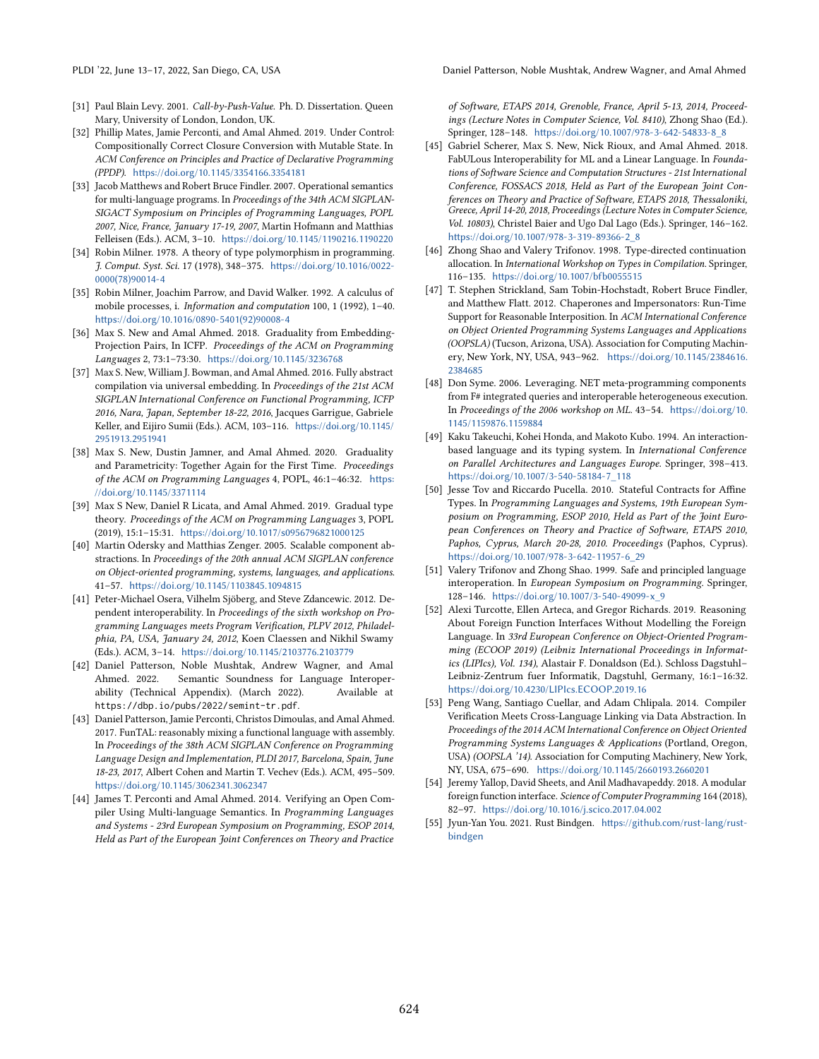[31] Paul Blain Levy. 2001. *Call-by-Push-Value.* Ph. D. Dissertation. Queen Mary, University of London, London, UK.

[32] Phillip Mates, Jamie Perconti, and Amal Ahmed. 2019. Under Control: Compositionally Correct Closure Conversion with Mutable State. In *ACM Conference on Principles and Practice of Declarative Programming (PPDP)*. https://doi.org/10.1145/3354166.3354181

[33] Jacob Matthews and Robert Bruce Findler. 2007. Operational semantics for multi-language programs. In *Proceedings of the 34th ACM SIGPLAN-SIGACT Symposium on Principles of Programming Languages, POPL 2007, Nice, France, January 17-19, 2007*, Martin Hofmann and Matthias Felleisen (Eds.). ACM, 3–10. https://doi.org/10.1145/1190216.1190220

[34] Robin Milner. 1978. A theory of type polymorphism in programming. *J. Comput. Syst. Sci.* 17 (1978), 348–375. https://doi.org/10.1016/0022-0000(78)90014-4

[35] Robin Milner, Joachim Parrow, and David Walker. 1992. A calculus of mobile processes, i. *Information and computation* 100, 1 (1992), 1–40. https://doi.org/10.1016/0890-5401(92)90008-4

[36] Max S. New and Amal Ahmed. 2018. Graduality from Embedding-Projection Pairs, In ICFP. *Proceedings of the ACM on Programming Languages* 2, 73:1–73:30. https://doi.org/10.1145/3236768

[37] Max S. New, William J. Bowman, and Amal Ahmed. 2016. Fully abstract compilation via universal embedding. In *Proceedings of the 21st ACM SIGPLAN International Conference on Functional Programming, ICFP 2016, Nara, Japan, September 18-22, 2016*, Jacques Garrigue, Gabriele Keller, and Eijiro Sumii (Eds.). ACM, 103–116. https://doi.org/10.1145/2951913.2951941

[38] Max S. New, Dustin Jamner, and Amal Ahmed. 2020. Graduality and Parametricity: Together Again for the First Time. *Proceedings of the ACM on Programming Languages* 4, POPL, 46:1–46:32. https://doi.org/10.1145/3371114

[39] Max S New, Daniel R Licata, and Amal Ahmed. 2019. Gradual type theory. *Proceedings of the ACM on Programming Languages* 3, POPL (2019), 15:1–15:31. https://doi.org/10.1017/s0956796821000125

[40] Martin Odersky and Matthias Zenger. 2005. Scalable component abstractions. In *Proceedings of the 20th annual ACM SIGPLAN conference on Object-oriented programming, systems, languages, and applications.* 41–57. https://doi.org/10.1145/1103845.1094815

[41] Peter-Michael Osera, Vilhelm Sjöberg, and Steve Zdancewic. 2012. Dependent interoperability. In *Proceedings of the sixth workshop on Programming Languages meets Program Verification, PLPV 2012, Philadelphia, PA, USA, January 24, 2012*, Koen Claessen and Nikhil Swamy (Eds.). ACM, 3–14. https://doi.org/10.1145/2103776.2103779

[42] Daniel Patterson, Noble Mushtak, Andrew Wagner, and Amal Ahmed. 2022. Semantic Soundness for Language Interoperability (Technical Appendix). (March 2022). Available at https://dbp.io/pubs/2022/semint-tr.pdf.

[43] Daniel Patterson, Jamie Perconti, Christos Dimoulas, and Amal Ahmed. 2017. FunTAL: reasonably mixing a functional language with assembly. In *Proceedings of the 38th ACM SIGPLAN Conference on Programming Language Design and Implementation, PLDI 2017, Barcelona, Spain, June 18-23, 2017*, Albert Cohen and Martin T. Vechev (Eds.). ACM, 495–509. https://doi.org/10.1145/3062341.3062347

[44] James T. Perconti and Amal Ahmed. 2014. Verifying an Open Compiler Using Multi-language Semantics. In *Programming Languages and Systems - 23rd European Symposium on Programming, ESOP 2014, Held as Part of the European Joint Conferences on Theory and Practice of Software, ETAPS 2014, Grenoble, France, April 5-13, 2014, Proceedings (Lecture Notes in Computer Science, Vol. 8410)*, Zhong Shao (Ed.). Springer, 128–148. https://doi.org/10.1007/978-3-642-54833-8_8

[45] Gabriel Scherer, Max S. New, Nick Rioux, and Amal Ahmed. 2018. FabULous Interoperability for ML and a Linear Language. In *Foundations of Software Science and Computation Structures - 21st International Conference, FOSSACS 2018, Held as Part of the European Joint Conferences on Theory and Practice of Software, ETAPS 2018, Thessaloniki, Greece, April 14-20, 2018, Proceedings (Lecture Notes in Computer Science, Vol. 10803)*, Christel Baier and Ugo Dal Lago (Eds.). Springer, 146–162. https://doi.org/10.1007/978-3-319-89366-2_8

[46] Zhong Shao and Valery Trifonov. 1998. Type-directed continuation allocation. In *International Workshop on Types in Compilation*. Springer, 116–135. https://doi.org/10.1007/bfb0055515

[47] T. Stephen Strickland, Sam Tobin-Hochstadt, Robert Bruce Findler, and Matthew Flatt. 2012. Chaperones and Impersonators: Run-Time Support for Reasonable Interposition. In *ACM International Conference on Object Oriented Programming Systems Languages and Applications (OOPSLA)* (Tucson, Arizona, USA). Association for Computing Machinery, New York, NY, USA, 943–962. https://doi.org/10.1145/2384616.2384685

[48] Don Syme. 2006. Leveraging. NET meta-programming components from F# integrated queries and interoperable heterogeneous execution. In *Proceedings of the 2006 workshop on ML*. 43–54. https://doi.org/10.1145/1159876.1159884

[49] Kaku Takeuchi, Kohei Honda, and Makoto Kubo. 1994. An interaction-based language and its typing system. In *International Conference on Parallel Architectures and Languages Europe*. Springer, 398–413. https://doi.org/10.1007/3-540-58184-7_118

[50] Jesse Tov and Riccardo Pucella. 2010. Stateful Contracts for Affine Types. In *Programming Languages and Systems, 19th European Symposium on Programming, ESOP 2010, Held as Part of the Joint European Conferences on Theory and Practice of Software, ETAPS 2010, Paphos, Cyprus, March 20-28, 2010. Proceedings* (Paphos, Cyprus). https://doi.org/10.1007/978-3-642-11957-6_29

[51] Valery Trifonov and Zhong Shao. 1999. Safe and principled language interoperation. In *European Symposium on Programming*. Springer, 128–146. https://doi.org/10.1007/3-540-49099-x_9

[52] Alexi Turcotte, Ellen Arteca, and Gregor Richards. 2019. Reasoning About Foreign Function Interfaces Without Modelling the Foreign Language. In *33rd European Conference on Object-Oriented Programming (ECOOP 2019) (Leibniz International Proceedings in Informatics (LIPIcs), Vol. 134)*, Alastair F. Donaldson (Ed.). Schloss Dagstuhl–Leibniz-Zentrum fuer Informatik, Dagstuhl, Germany, 16:1–16:32. https://doi.org/10.4230/LIPIcs.ECOOP.2019.16

[53] Peng Wang, Santiago Cuellar, and Adam Chlipala. 2014. Compiler Verification Meets Cross-Language Linking via Data Abstraction. In *Proceedings of the 2014 ACM International Conference on Object Oriented Programming Systems Languages & Applications* (Portland, Oregon, USA) *(OOPSLA '14)*. Association for Computing Machinery, New York, NY, USA, 675–690. https://doi.org/10.1145/2660193.2660201

[54] Jeremy Yallop, David Sheets, and Anil Madhavapeddy. 2018. A modular foreign function interface. *Science of Computer Programming* 164 (2018), 82–97. https://doi.org/10.1016/j.scico.2017.04.002

[55] Jyun-Yan You. 2021. Rust Bindgen. https://github.com/rust-lang/rust-bindgen